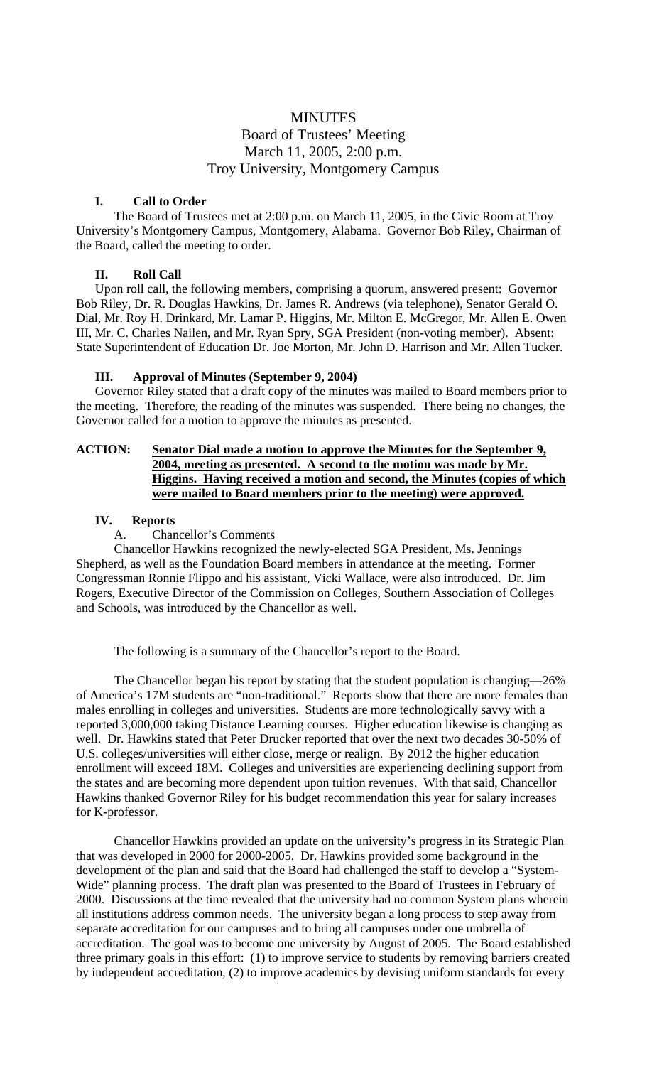# MINUTES

## Board of Trustees' Meeting
## March 11, 2005, 2:00 p.m.
## Troy University, Montgomery Campus

### I. Call to Order

The Board of Trustees met at 2:00 p.m. on March 11, 2005, in the Civic Room at Troy University's Montgomery Campus, Montgomery, Alabama. Governor Bob Riley, Chairman of the Board, called the meeting to order.

### II. Roll Call

Upon roll call, the following members, comprising a quorum, answered present: Governor Bob Riley, Dr. R. Douglas Hawkins, Dr. James R. Andrews (via telephone), Senator Gerald O. Dial, Mr. Roy H. Drinkard, Mr. Lamar P. Higgins, Mr. Milton E. McGregor, Mr. Allen E. Owen III, Mr. C. Charles Nailen, and Mr. Ryan Spry, SGA President (non-voting member). Absent: State Superintendent of Education Dr. Joe Morton, Mr. John D. Harrison and Mr. Allen Tucker.

### III. Approval of Minutes (September 9, 2004)

Governor Riley stated that a draft copy of the minutes was mailed to Board members prior to the meeting. Therefore, the reading of the minutes was suspended. There being no changes, the Governor called for a motion to approve the minutes as presented.

**ACTION:** **Senator Dial made a motion to approve the Minutes for the September 9, 2004, meeting as presented. A second to the motion was made by Mr. Higgins. Having received a motion and second, the Minutes (copies of which were mailed to Board members prior to the meeting) were approved.**

### IV. Reports

A. Chancellor's Comments

Chancellor Hawkins recognized the newly-elected SGA President, Ms. Jennings Shepherd, as well as the Foundation Board members in attendance at the meeting. Former Congressman Ronnie Flippo and his assistant, Vicki Wallace, were also introduced. Dr. Jim Rogers, Executive Director of the Commission on Colleges, Southern Association of Colleges and Schools, was introduced by the Chancellor as well.

The following is a summary of the Chancellor's report to the Board.

The Chancellor began his report by stating that the student population is changing—26% of America's 17M students are "non-traditional." Reports show that there are more females than males enrolling in colleges and universities. Students are more technologically savvy with a reported 3,000,000 taking Distance Learning courses. Higher education likewise is changing as well. Dr. Hawkins stated that Peter Drucker reported that over the next two decades 30-50% of U.S. colleges/universities will either close, merge or realign. By 2012 the higher education enrollment will exceed 18M. Colleges and universities are experiencing declining support from the states and are becoming more dependent upon tuition revenues. With that said, Chancellor Hawkins thanked Governor Riley for his budget recommendation this year for salary increases for K-professor.

Chancellor Hawkins provided an update on the university's progress in its Strategic Plan that was developed in 2000 for 2000-2005. Dr. Hawkins provided some background in the development of the plan and said that the Board had challenged the staff to develop a "System-Wide" planning process. The draft plan was presented to the Board of Trustees in February of 2000. Discussions at the time revealed that the university had no common System plans wherein all institutions address common needs. The university began a long process to step away from separate accreditation for our campuses and to bring all campuses under one umbrella of accreditation. The goal was to become one university by August of 2005. The Board established three primary goals in this effort: (1) to improve service to students by removing barriers created by independent accreditation, (2) to improve academics by devising uniform standards for every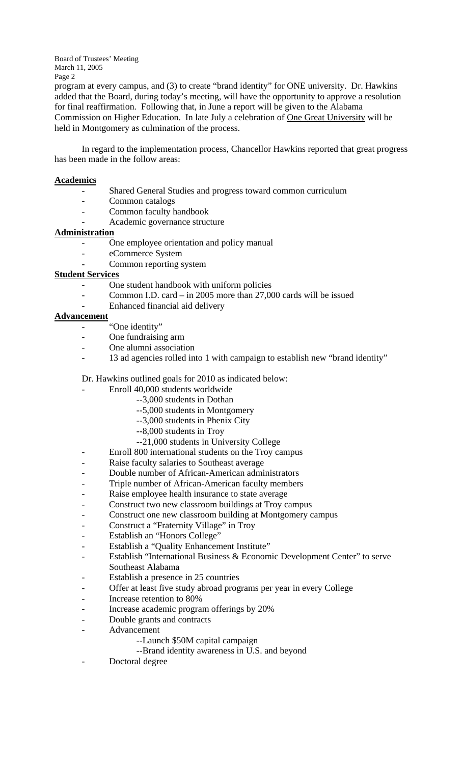program at every campus, and (3) to create "brand identity" for ONE university. Dr. Hawkins added that the Board, during today's meeting, will have the opportunity to approve a resolution for final reaffirmation. Following that, in June a report will be given to the Alabama Commission on Higher Education. In late July a celebration of One Great University will be held in Montgomery as culmination of the process.

In regard to the implementation process, Chancellor Hawkins reported that great progress has been made in the follow areas:

**Academics**

- Shared General Studies and progress toward common curriculum
- Common catalogs
- Common faculty handbook
- Academic governance structure

**Administration**

- One employee orientation and policy manual
- eCommerce System
- Common reporting system

**Student Services**

- One student handbook with uniform policies
- Common I.D. card – in 2005 more than 27,000 cards will be issued
- Enhanced financial aid delivery

**Advancement**

- "One identity"
- One fundraising arm
- One alumni association
- 13 ad agencies rolled into 1 with campaign to establish new "brand identity"

Dr. Hawkins outlined goals for 2010 as indicated below:

- Enroll 40,000 students worldwide
  - --3,000 students in Dothan
  - --5,000 students in Montgomery
  - --3,000 students in Phenix City
  - --8,000 students in Troy
  - --21,000 students in University College
- Enroll 800 international students on the Troy campus
- Raise faculty salaries to Southeast average
- Double number of African-American administrators
- Triple number of African-American faculty members
- Raise employee health insurance to state average
- Construct two new classroom buildings at Troy campus
- Construct one new classroom building at Montgomery campus
- Construct a "Fraternity Village" in Troy
- Establish an "Honors College"
- Establish a "Quality Enhancement Institute"
- Establish "International Business & Economic Development Center" to serve Southeast Alabama
- Establish a presence in 25 countries
- Offer at least five study abroad programs per year in every College
- Increase retention to 80%
- Increase academic program offerings by 20%
- Double grants and contracts
- Advancement
  - --Launch $50M capital campaign
  - --Brand identity awareness in U.S. and beyond
- Doctoral degree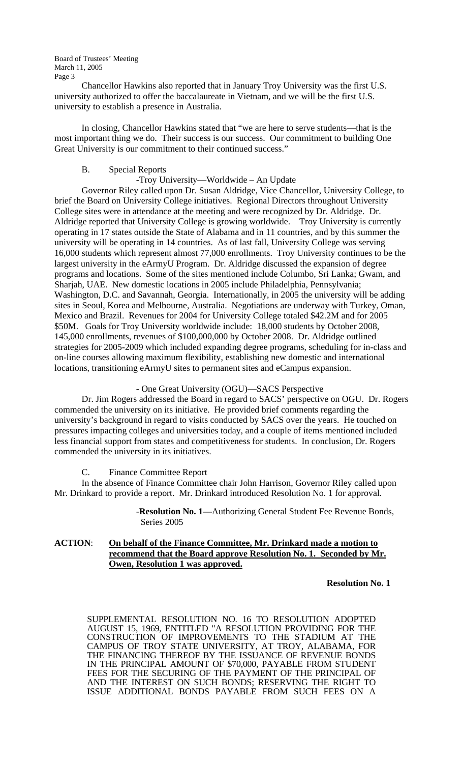Chancellor Hawkins also reported that in January Troy University was the first U.S. university authorized to offer the baccalaureate in Vietnam, and we will be the first U.S. university to establish a presence in Australia.

In closing, Chancellor Hawkins stated that "we are here to serve students—that is the most important thing we do. Their success is our success. Our commitment to building One Great University is our commitment to their continued success."

B. Special Reports

-Troy University—Worldwide – An Update

Governor Riley called upon Dr. Susan Aldridge, Vice Chancellor, University College, to brief the Board on University College initiatives. Regional Directors throughout University College sites were in attendance at the meeting and were recognized by Dr. Aldridge. Dr. Aldridge reported that University College is growing worldwide. Troy University is currently operating in 17 states outside the State of Alabama and in 11 countries, and by this summer the university will be operating in 14 countries. As of last fall, University College was serving 16,000 students which represent almost 77,000 enrollments. Troy University continues to be the largest university in the eArmyU Program. Dr. Aldridge discussed the expansion of degree programs and locations. Some of the sites mentioned include Columbo, Sri Lanka; Gwam, and Sharjah, UAE. New domestic locations in 2005 include Philadelphia, Pennsylvania; Washington, D.C. and Savannah, Georgia. Internationally, in 2005 the university will be adding sites in Seoul, Korea and Melbourne, Australia. Negotiations are underway with Turkey, Oman, Mexico and Brazil. Revenues for 2004 for University College totaled $42.2M and for 2005 $50M. Goals for Troy University worldwide include: 18,000 students by October 2008, 145,000 enrollments, revenues of $100,000,000 by October 2008. Dr. Aldridge outlined strategies for 2005-2009 which included expanding degree programs, scheduling for in-class and on-line courses allowing maximum flexibility, establishing new domestic and international locations, transitioning eArmyU sites to permanent sites and eCampus expansion.

- One Great University (OGU)—SACS Perspective

Dr. Jim Rogers addressed the Board in regard to SACS' perspective on OGU. Dr. Rogers commended the university on its initiative. He provided brief comments regarding the university's background in regard to visits conducted by SACS over the years. He touched on pressures impacting colleges and universities today, and a couple of items mentioned included less financial support from states and competitiveness for students. In conclusion, Dr. Rogers commended the university in its initiatives.

C. Finance Committee Report

In the absence of Finance Committee chair John Harrison, Governor Riley called upon Mr. Drinkard to provide a report. Mr. Drinkard introduced Resolution No. 1 for approval.

-**Resolution No. 1—**Authorizing General Student Fee Revenue Bonds, Series 2005

**ACTION**: **On behalf of the Finance Committee, Mr. Drinkard made a motion to recommend that the Board approve Resolution No. 1. Seconded by Mr. Owen, Resolution 1 was approved.**

**Resolution No. 1**

SUPPLEMENTAL RESOLUTION NO. 16 TO RESOLUTION ADOPTED AUGUST 15, 1969, ENTITLED "A RESOLUTION PROVIDING FOR THE CONSTRUCTION OF IMPROVEMENTS TO THE STADIUM AT THE CAMPUS OF TROY STATE UNIVERSITY, AT TROY, ALABAMA, FOR THE FINANCING THEREOF BY THE ISSUANCE OF REVENUE BONDS IN THE PRINCIPAL AMOUNT OF $70,000, PAYABLE FROM STUDENT FEES FOR THE SECURING OF THE PAYMENT OF THE PRINCIPAL OF AND THE INTEREST ON SUCH BONDS; RESERVING THE RIGHT TO ISSUE ADDITIONAL BONDS PAYABLE FROM SUCH FEES ON A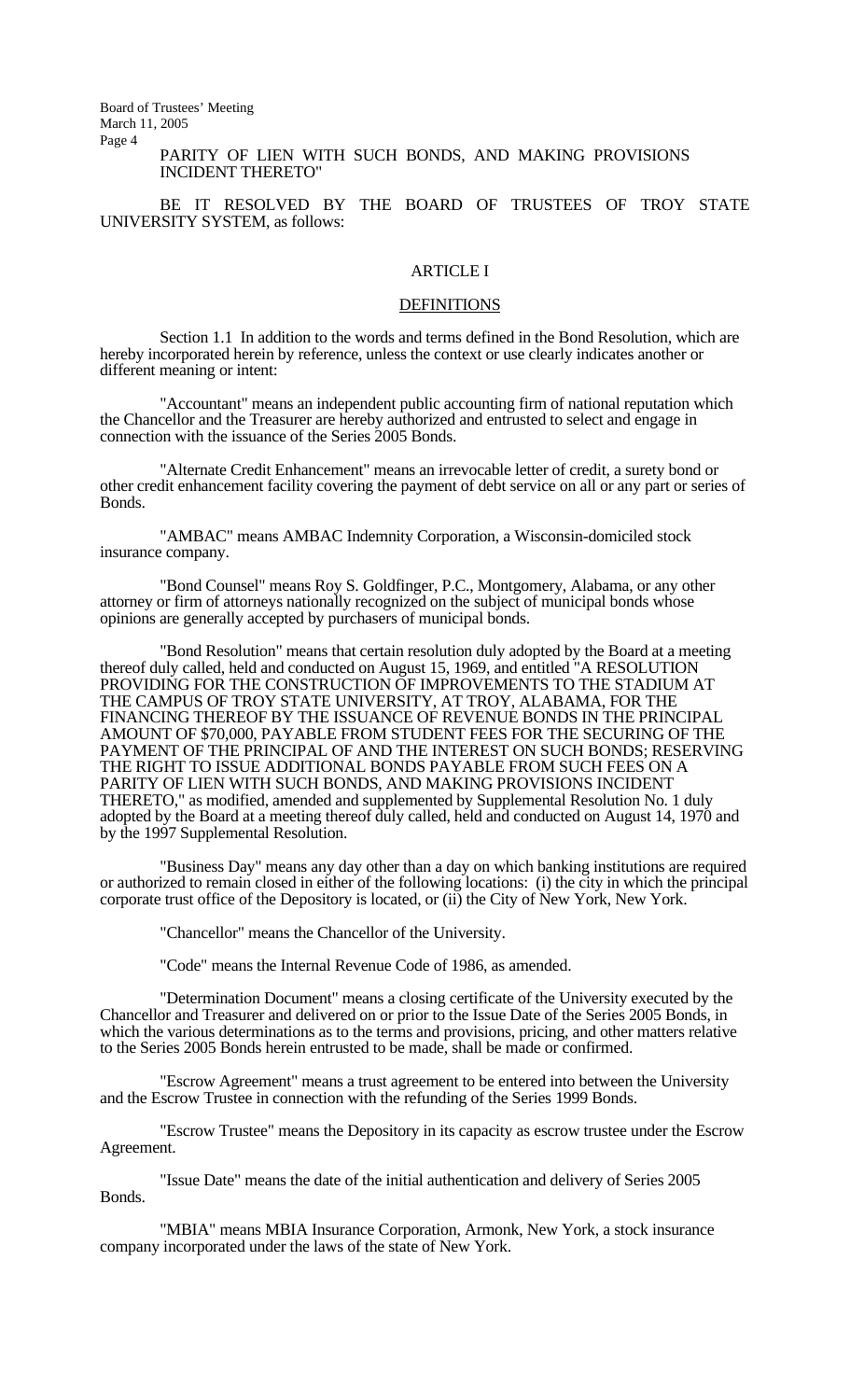PARITY OF LIEN WITH SUCH BONDS, AND MAKING PROVISIONS INCIDENT THERETO"

BE IT RESOLVED BY THE BOARD OF TRUSTEES OF TROY STATE UNIVERSITY SYSTEM, as follows:

## ARTICLE I

## DEFINITIONS

Section 1.1 In addition to the words and terms defined in the Bond Resolution, which are hereby incorporated herein by reference, unless the context or use clearly indicates another or different meaning or intent:

"Accountant" means an independent public accounting firm of national reputation which the Chancellor and the Treasurer are hereby authorized and entrusted to select and engage in connection with the issuance of the Series 2005 Bonds.

"Alternate Credit Enhancement" means an irrevocable letter of credit, a surety bond or other credit enhancement facility covering the payment of debt service on all or any part or series of Bonds.

"AMBAC" means AMBAC Indemnity Corporation, a Wisconsin-domiciled stock insurance company.

"Bond Counsel" means Roy S. Goldfinger, P.C., Montgomery, Alabama, or any other attorney or firm of attorneys nationally recognized on the subject of municipal bonds whose opinions are generally accepted by purchasers of municipal bonds.

"Bond Resolution" means that certain resolution duly adopted by the Board at a meeting thereof duly called, held and conducted on August 15, 1969, and entitled "A RESOLUTION PROVIDING FOR THE CONSTRUCTION OF IMPROVEMENTS TO THE STADIUM AT THE CAMPUS OF TROY STATE UNIVERSITY, AT TROY, ALABAMA, FOR THE FINANCING THEREOF BY THE ISSUANCE OF REVENUE BONDS IN THE PRINCIPAL AMOUNT OF $70,000, PAYABLE FROM STUDENT FEES FOR THE SECURING OF THE PAYMENT OF THE PRINCIPAL OF AND THE INTEREST ON SUCH BONDS; RESERVING THE RIGHT TO ISSUE ADDITIONAL BONDS PAYABLE FROM SUCH FEES ON A PARITY OF LIEN WITH SUCH BONDS, AND MAKING PROVISIONS INCIDENT THERETO," as modified, amended and supplemented by Supplemental Resolution No. 1 duly adopted by the Board at a meeting thereof duly called, held and conducted on August 14, 1970 and by the 1997 Supplemental Resolution.

"Business Day" means any day other than a day on which banking institutions are required or authorized to remain closed in either of the following locations: (i) the city in which the principal corporate trust office of the Depository is located, or (ii) the City of New York, New York.

"Chancellor" means the Chancellor of the University.

"Code" means the Internal Revenue Code of 1986, as amended.

"Determination Document" means a closing certificate of the University executed by the Chancellor and Treasurer and delivered on or prior to the Issue Date of the Series 2005 Bonds, in which the various determinations as to the terms and provisions, pricing, and other matters relative to the Series 2005 Bonds herein entrusted to be made, shall be made or confirmed.

"Escrow Agreement" means a trust agreement to be entered into between the University and the Escrow Trustee in connection with the refunding of the Series 1999 Bonds.

"Escrow Trustee" means the Depository in its capacity as escrow trustee under the Escrow Agreement.

"Issue Date" means the date of the initial authentication and delivery of Series 2005 Bonds.

"MBIA" means MBIA Insurance Corporation, Armonk, New York, a stock insurance company incorporated under the laws of the state of New York.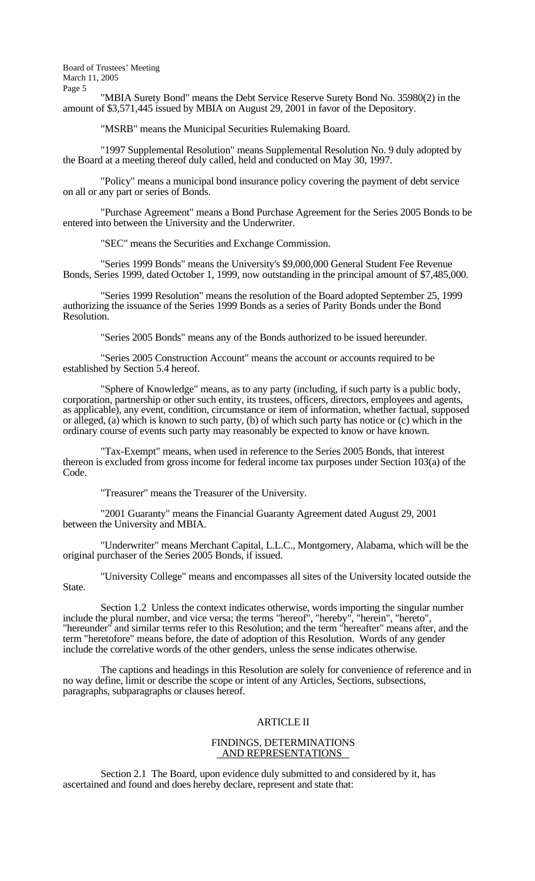"MBIA Surety Bond" means the Debt Service Reserve Surety Bond No. 35980(2) in the amount of $3,571,445 issued by MBIA on August 29, 2001 in favor of the Depository.

"MSRB" means the Municipal Securities Rulemaking Board.

"1997 Supplemental Resolution" means Supplemental Resolution No. 9 duly adopted by the Board at a meeting thereof duly called, held and conducted on May 30, 1997.

"Policy" means a municipal bond insurance policy covering the payment of debt service on all or any part or series of Bonds.

"Purchase Agreement" means a Bond Purchase Agreement for the Series 2005 Bonds to be entered into between the University and the Underwriter.

"SEC" means the Securities and Exchange Commission.

"Series 1999 Bonds" means the University's $9,000,000 General Student Fee Revenue Bonds, Series 1999, dated October 1, 1999, now outstanding in the principal amount of $7,485,000.

"Series 1999 Resolution" means the resolution of the Board adopted September 25, 1999 authorizing the issuance of the Series 1999 Bonds as a series of Parity Bonds under the Bond Resolution.

"Series 2005 Bonds" means any of the Bonds authorized to be issued hereunder.

"Series 2005 Construction Account" means the account or accounts required to be established by Section 5.4 hereof.

"Sphere of Knowledge" means, as to any party (including, if such party is a public body, corporation, partnership or other such entity, its trustees, officers, directors, employees and agents, as applicable), any event, condition, circumstance or item of information, whether factual, supposed or alleged, (a) which is known to such party, (b) of which such party has notice or (c) which in the ordinary course of events such party may reasonably be expected to know or have known.

"Tax-Exempt" means, when used in reference to the Series 2005 Bonds, that interest thereon is excluded from gross income for federal income tax purposes under Section 103(a) of the Code.

"Treasurer" means the Treasurer of the University.

"2001 Guaranty" means the Financial Guaranty Agreement dated August 29, 2001 between the University and MBIA.

"Underwriter" means Merchant Capital, L.L.C., Montgomery, Alabama, which will be the original purchaser of the Series 2005 Bonds, if issued.

"University College" means and encompasses all sites of the University located outside the State.

Section 1.2 Unless the context indicates otherwise, words importing the singular number include the plural number, and vice versa; the terms "hereof", "hereby", "herein", "hereto", "hereunder" and similar terms refer to this Resolution; and the term "hereafter" means after, and the term "heretofore" means before, the date of adoption of this Resolution. Words of any gender include the correlative words of the other genders, unless the sense indicates otherwise.

The captions and headings in this Resolution are solely for convenience of reference and in no way define, limit or describe the scope or intent of any Articles, Sections, subsections, paragraphs, subparagraphs or clauses hereof.

## ARTICLE II

## FINDINGS, DETERMINATIONS AND REPRESENTATIONS

Section 2.1 The Board, upon evidence duly submitted to and considered by it, has ascertained and found and does hereby declare, represent and state that: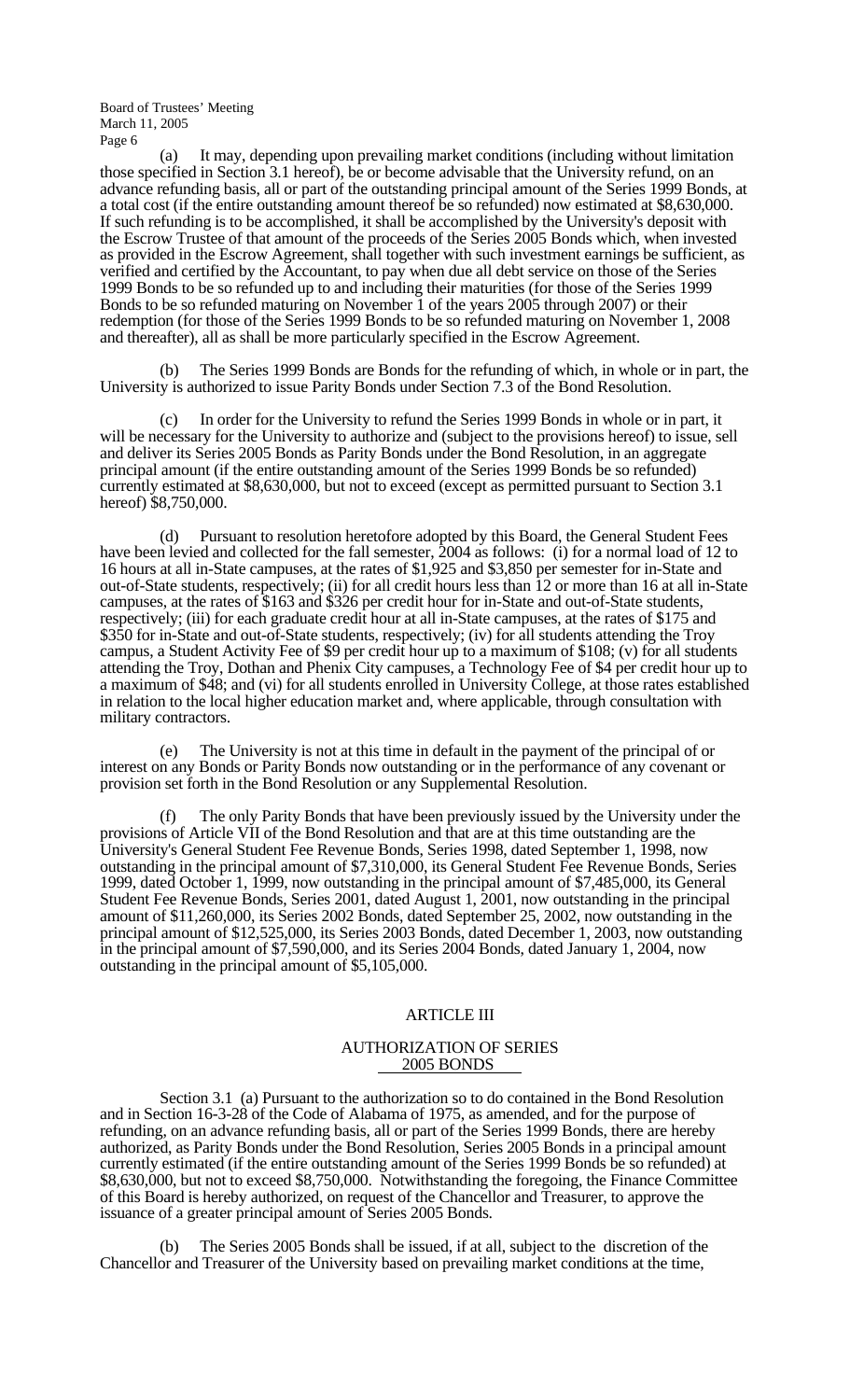(a) It may, depending upon prevailing market conditions (including without limitation those specified in Section 3.1 hereof), be or become advisable that the University refund, on an advance refunding basis, all or part of the outstanding principal amount of the Series 1999 Bonds, at a total cost (if the entire outstanding amount thereof be so refunded) now estimated at $8,630,000. If such refunding is to be accomplished, it shall be accomplished by the University's deposit with the Escrow Trustee of that amount of the proceeds of the Series 2005 Bonds which, when invested as provided in the Escrow Agreement, shall together with such investment earnings be sufficient, as verified and certified by the Accountant, to pay when due all debt service on those of the Series 1999 Bonds to be so refunded up to and including their maturities (for those of the Series 1999 Bonds to be so refunded maturing on November 1 of the years 2005 through 2007) or their redemption (for those of the Series 1999 Bonds to be so refunded maturing on November 1, 2008 and thereafter), all as shall be more particularly specified in the Escrow Agreement.

(b) The Series 1999 Bonds are Bonds for the refunding of which, in whole or in part, the University is authorized to issue Parity Bonds under Section 7.3 of the Bond Resolution.

(c) In order for the University to refund the Series 1999 Bonds in whole or in part, it will be necessary for the University to authorize and (subject to the provisions hereof) to issue, sell and deliver its Series 2005 Bonds as Parity Bonds under the Bond Resolution, in an aggregate principal amount (if the entire outstanding amount of the Series 1999 Bonds be so refunded) currently estimated at $8,630,000, but not to exceed (except as permitted pursuant to Section 3.1 hereof) $8,750,000.

(d) Pursuant to resolution heretofore adopted by this Board, the General Student Fees have been levied and collected for the fall semester, 2004 as follows: (i) for a normal load of 12 to 16 hours at all in-State campuses, at the rates of $1,925 and $3,850 per semester for in-State and out-of-State students, respectively; (ii) for all credit hours less than 12 or more than 16 at all in-State campuses, at the rates of $163 and $326 per credit hour for in-State and out-of-State students, respectively; (iii) for each graduate credit hour at all in-State campuses, at the rates of $175 and $350 for in-State and out-of-State students, respectively; (iv) for all students attending the Troy campus, a Student Activity Fee of $9 per credit hour up to a maximum of $108; (v) for all students attending the Troy, Dothan and Phenix City campuses, a Technology Fee of $4 per credit hour up to a maximum of $48; and (vi) for all students enrolled in University College, at those rates established in relation to the local higher education market and, where applicable, through consultation with military contractors.

(e) The University is not at this time in default in the payment of the principal of or interest on any Bonds or Parity Bonds now outstanding or in the performance of any covenant or provision set forth in the Bond Resolution or any Supplemental Resolution.

(f) The only Parity Bonds that have been previously issued by the University under the provisions of Article VII of the Bond Resolution and that are at this time outstanding are the University's General Student Fee Revenue Bonds, Series 1998, dated September 1, 1998, now outstanding in the principal amount of $7,310,000, its General Student Fee Revenue Bonds, Series 1999, dated October 1, 1999, now outstanding in the principal amount of $7,485,000, its General Student Fee Revenue Bonds, Series 2001, dated August 1, 2001, now outstanding in the principal amount of $11,260,000, its Series 2002 Bonds, dated September 25, 2002, now outstanding in the principal amount of $12,525,000, its Series 2003 Bonds, dated December 1, 2003, now outstanding in the principal amount of $7,590,000, and its Series 2004 Bonds, dated January 1, 2004, now outstanding in the principal amount of $5,105,000.

## ARTICLE III

### AUTHORIZATION OF SERIES 2005 BONDS

Section 3.1 (a) Pursuant to the authorization so to do contained in the Bond Resolution and in Section 16-3-28 of the Code of Alabama of 1975, as amended, and for the purpose of refunding, on an advance refunding basis, all or part of the Series 1999 Bonds, there are hereby authorized, as Parity Bonds under the Bond Resolution, Series 2005 Bonds in a principal amount currently estimated (if the entire outstanding amount of the Series 1999 Bonds be so refunded) at $8,630,000, but not to exceed $8,750,000. Notwithstanding the foregoing, the Finance Committee of this Board is hereby authorized, on request of the Chancellor and Treasurer, to approve the issuance of a greater principal amount of Series 2005 Bonds.

(b) The Series 2005 Bonds shall be issued, if at all, subject to the discretion of the Chancellor and Treasurer of the University based on prevailing market conditions at the time,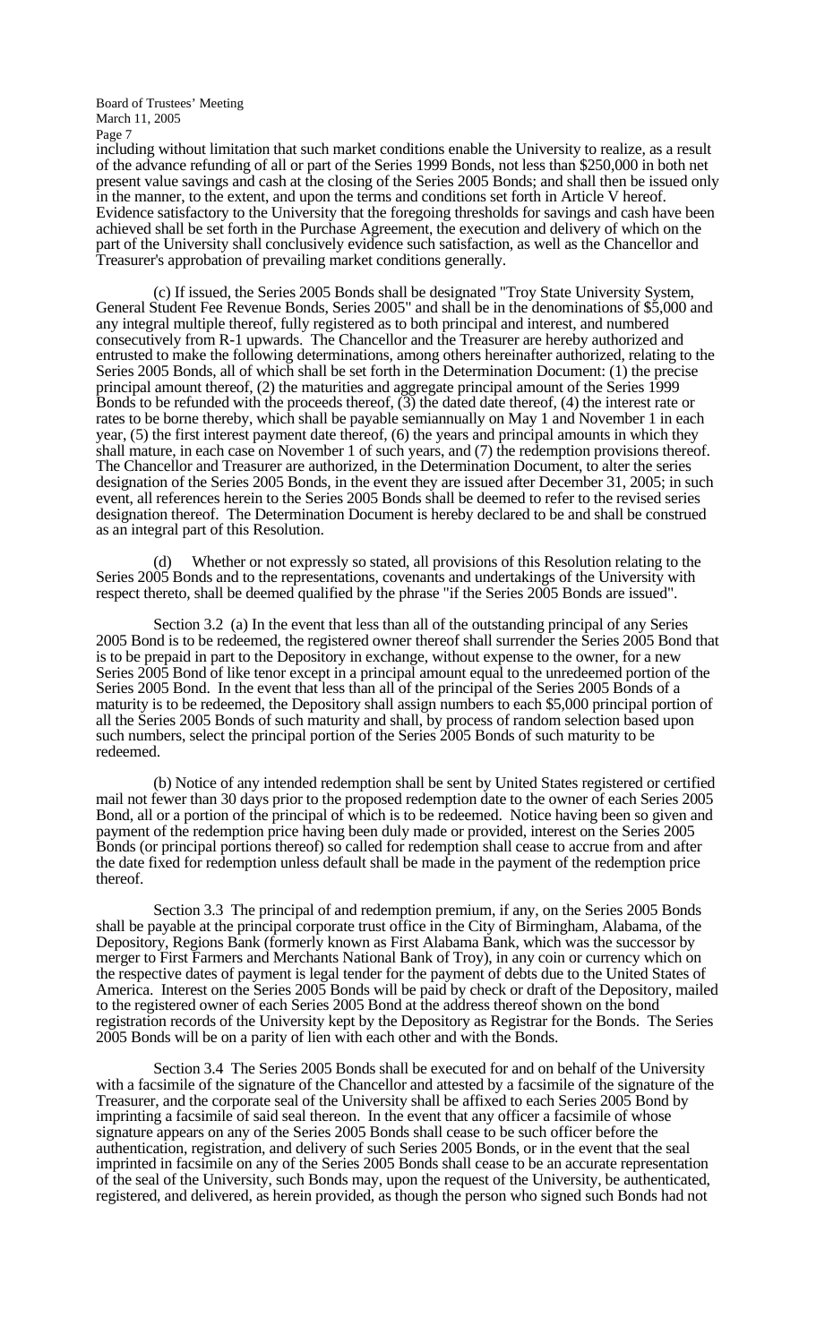including without limitation that such market conditions enable the University to realize, as a result of the advance refunding of all or part of the Series 1999 Bonds, not less than $250,000 in both net present value savings and cash at the closing of the Series 2005 Bonds; and shall then be issued only in the manner, to the extent, and upon the terms and conditions set forth in Article V hereof. Evidence satisfactory to the University that the foregoing thresholds for savings and cash have been achieved shall be set forth in the Purchase Agreement, the execution and delivery of which on the part of the University shall conclusively evidence such satisfaction, as well as the Chancellor and Treasurer's approbation of prevailing market conditions generally.

(c) If issued, the Series 2005 Bonds shall be designated "Troy State University System, General Student Fee Revenue Bonds, Series 2005" and shall be in the denominations of $5,000 and any integral multiple thereof, fully registered as to both principal and interest, and numbered consecutively from R-1 upwards. The Chancellor and the Treasurer are hereby authorized and entrusted to make the following determinations, among others hereinafter authorized, relating to the Series 2005 Bonds, all of which shall be set forth in the Determination Document: (1) the precise principal amount thereof, (2) the maturities and aggregate principal amount of the Series 1999 Bonds to be refunded with the proceeds thereof, (3) the dated date thereof, (4) the interest rate or rates to be borne thereby, which shall be payable semiannually on May 1 and November 1 in each year, (5) the first interest payment date thereof, (6) the years and principal amounts in which they shall mature, in each case on November 1 of such years, and (7) the redemption provisions thereof. The Chancellor and Treasurer are authorized, in the Determination Document, to alter the series designation of the Series 2005 Bonds, in the event they are issued after December 31, 2005; in such event, all references herein to the Series 2005 Bonds shall be deemed to refer to the revised series designation thereof. The Determination Document is hereby declared to be and shall be construed as an integral part of this Resolution.

(d) Whether or not expressly so stated, all provisions of this Resolution relating to the Series 2005 Bonds and to the representations, covenants and undertakings of the University with respect thereto, shall be deemed qualified by the phrase "if the Series 2005 Bonds are issued".

Section 3.2 (a) In the event that less than all of the outstanding principal of any Series 2005 Bond is to be redeemed, the registered owner thereof shall surrender the Series 2005 Bond that is to be prepaid in part to the Depository in exchange, without expense to the owner, for a new Series 2005 Bond of like tenor except in a principal amount equal to the unredeemed portion of the Series 2005 Bond. In the event that less than all of the principal of the Series 2005 Bonds of a maturity is to be redeemed, the Depository shall assign numbers to each $5,000 principal portion of all the Series 2005 Bonds of such maturity and shall, by process of random selection based upon such numbers, select the principal portion of the Series 2005 Bonds of such maturity to be redeemed.

(b) Notice of any intended redemption shall be sent by United States registered or certified mail not fewer than 30 days prior to the proposed redemption date to the owner of each Series 2005 Bond, all or a portion of the principal of which is to be redeemed. Notice having been so given and payment of the redemption price having been duly made or provided, interest on the Series 2005 Bonds (or principal portions thereof) so called for redemption shall cease to accrue from and after the date fixed for redemption unless default shall be made in the payment of the redemption price thereof.

Section 3.3 The principal of and redemption premium, if any, on the Series 2005 Bonds shall be payable at the principal corporate trust office in the City of Birmingham, Alabama, of the Depository, Regions Bank (formerly known as First Alabama Bank, which was the successor by merger to First Farmers and Merchants National Bank of Troy), in any coin or currency which on the respective dates of payment is legal tender for the payment of debts due to the United States of America. Interest on the Series 2005 Bonds will be paid by check or draft of the Depository, mailed to the registered owner of each Series 2005 Bond at the address thereof shown on the bond registration records of the University kept by the Depository as Registrar for the Bonds. The Series 2005 Bonds will be on a parity of lien with each other and with the Bonds.

Section 3.4 The Series 2005 Bonds shall be executed for and on behalf of the University with a facsimile of the signature of the Chancellor and attested by a facsimile of the signature of the Treasurer, and the corporate seal of the University shall be affixed to each Series 2005 Bond by imprinting a facsimile of said seal thereon. In the event that any officer a facsimile of whose signature appears on any of the Series 2005 Bonds shall cease to be such officer before the authentication, registration, and delivery of such Series 2005 Bonds, or in the event that the seal imprinted in facsimile on any of the Series 2005 Bonds shall cease to be an accurate representation of the seal of the University, such Bonds may, upon the request of the University, be authenticated, registered, and delivered, as herein provided, as though the person who signed such Bonds had not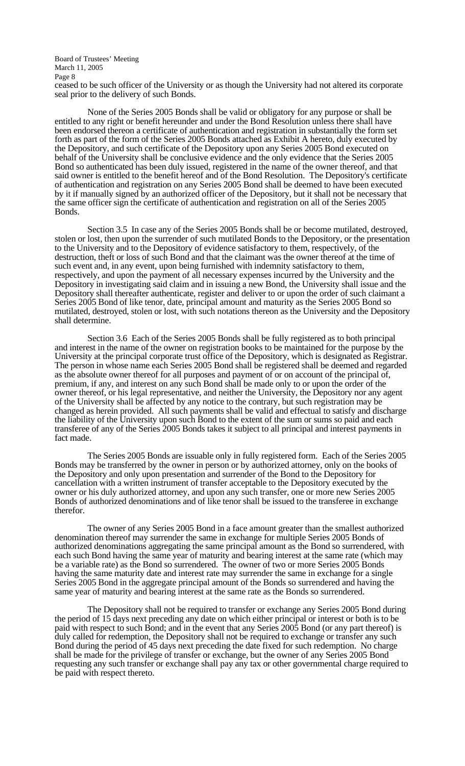ceased to be such officer of the University or as though the University had not altered its corporate seal prior to the delivery of such Bonds.

None of the Series 2005 Bonds shall be valid or obligatory for any purpose or shall be entitled to any right or benefit hereunder and under the Bond Resolution unless there shall have been endorsed thereon a certificate of authentication and registration in substantially the form set forth as part of the form of the Series 2005 Bonds attached as Exhibit A hereto, duly executed by the Depository, and such certificate of the Depository upon any Series 2005 Bond executed on behalf of the University shall be conclusive evidence and the only evidence that the Series 2005 Bond so authenticated has been duly issued, registered in the name of the owner thereof, and that said owner is entitled to the benefit hereof and of the Bond Resolution. The Depository's certificate of authentication and registration on any Series 2005 Bond shall be deemed to have been executed by it if manually signed by an authorized officer of the Depository, but it shall not be necessary that the same officer sign the certificate of authentication and registration on all of the Series 2005 Bonds.

Section 3.5 In case any of the Series 2005 Bonds shall be or become mutilated, destroyed, stolen or lost, then upon the surrender of such mutilated Bonds to the Depository, or the presentation to the University and to the Depository of evidence satisfactory to them, respectively, of the destruction, theft or loss of such Bond and that the claimant was the owner thereof at the time of such event and, in any event, upon being furnished with indemnity satisfactory to them, respectively, and upon the payment of all necessary expenses incurred by the University and the Depository in investigating said claim and in issuing a new Bond, the University shall issue and the Depository shall thereafter authenticate, register and deliver to or upon the order of such claimant a Series 2005 Bond of like tenor, date, principal amount and maturity as the Series 2005 Bond so mutilated, destroyed, stolen or lost, with such notations thereon as the University and the Depository shall determine.

Section 3.6 Each of the Series 2005 Bonds shall be fully registered as to both principal and interest in the name of the owner on registration books to be maintained for the purpose by the University at the principal corporate trust office of the Depository, which is designated as Registrar. The person in whose name each Series 2005 Bond shall be registered shall be deemed and regarded as the absolute owner thereof for all purposes and payment of or on account of the principal of, premium, if any, and interest on any such Bond shall be made only to or upon the order of the owner thereof, or his legal representative, and neither the University, the Depository nor any agent of the University shall be affected by any notice to the contrary, but such registration may be changed as herein provided. All such payments shall be valid and effectual to satisfy and discharge the liability of the University upon such Bond to the extent of the sum or sums so paid and each transferee of any of the Series 2005 Bonds takes it subject to all principal and interest payments in fact made.

The Series 2005 Bonds are issuable only in fully registered form. Each of the Series 2005 Bonds may be transferred by the owner in person or by authorized attorney, only on the books of the Depository and only upon presentation and surrender of the Bond to the Depository for cancellation with a written instrument of transfer acceptable to the Depository executed by the owner or his duly authorized attorney, and upon any such transfer, one or more new Series 2005 Bonds of authorized denominations and of like tenor shall be issued to the transferee in exchange therefor.

The owner of any Series 2005 Bond in a face amount greater than the smallest authorized denomination thereof may surrender the same in exchange for multiple Series 2005 Bonds of authorized denominations aggregating the same principal amount as the Bond so surrendered, with each such Bond having the same year of maturity and bearing interest at the same rate (which may be a variable rate) as the Bond so surrendered. The owner of two or more Series 2005 Bonds having the same maturity date and interest rate may surrender the same in exchange for a single Series 2005 Bond in the aggregate principal amount of the Bonds so surrendered and having the same year of maturity and bearing interest at the same rate as the Bonds so surrendered.

The Depository shall not be required to transfer or exchange any Series 2005 Bond during the period of 15 days next preceding any date on which either principal or interest or both is to be paid with respect to such Bond; and in the event that any Series 2005 Bond (or any part thereof) is duly called for redemption, the Depository shall not be required to exchange or transfer any such Bond during the period of 45 days next preceding the date fixed for such redemption. No charge shall be made for the privilege of transfer or exchange, but the owner of any Series 2005 Bond requesting any such transfer or exchange shall pay any tax or other governmental charge required to be paid with respect thereto.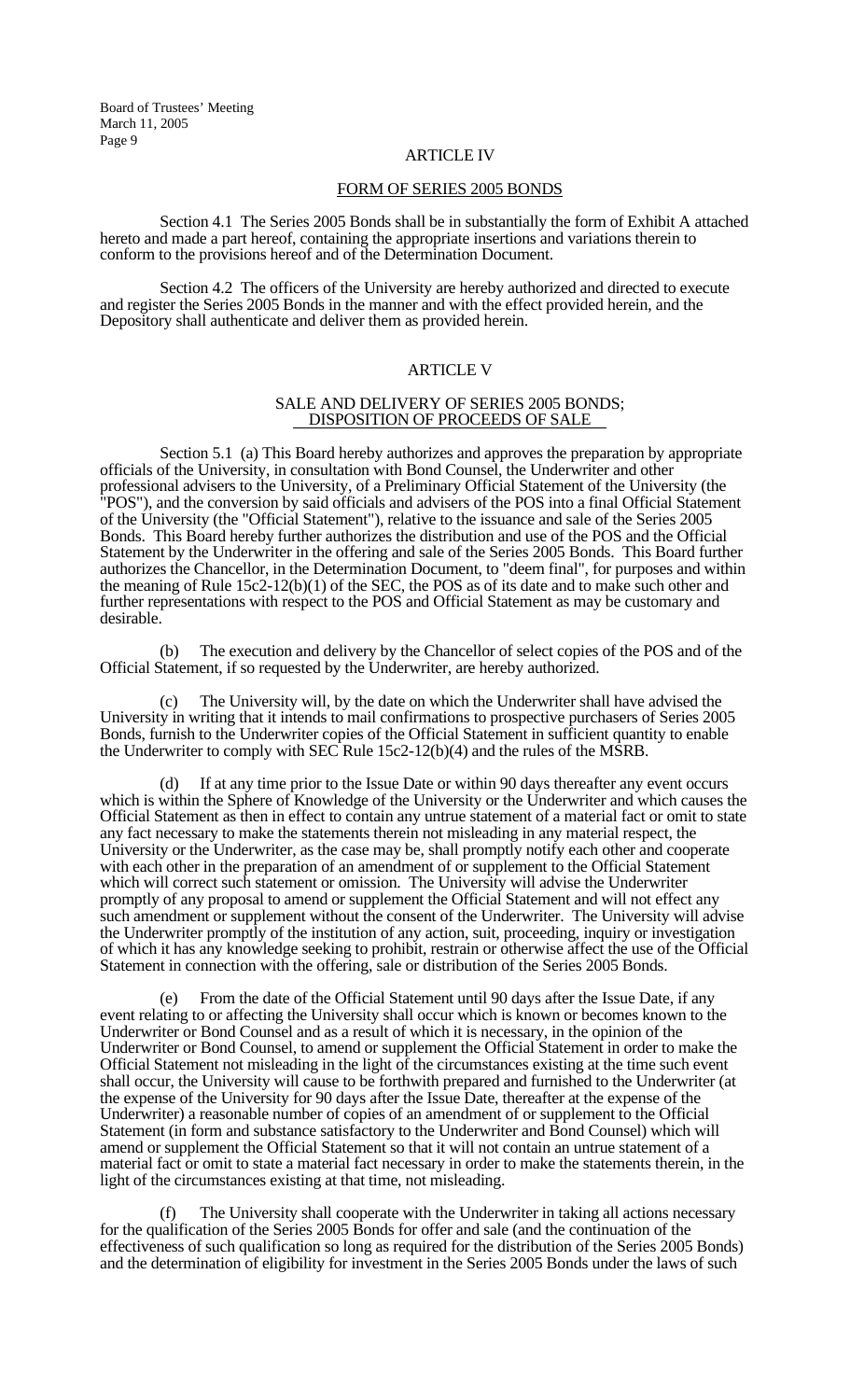## ARTICLE IV

## FORM OF SERIES 2005 BONDS

Section 4.1 The Series 2005 Bonds shall be in substantially the form of Exhibit A attached hereto and made a part hereof, containing the appropriate insertions and variations therein to conform to the provisions hereof and of the Determination Document.

Section 4.2 The officers of the University are hereby authorized and directed to execute and register the Series 2005 Bonds in the manner and with the effect provided herein, and the Depository shall authenticate and deliver them as provided herein.

## ARTICLE V

## SALE AND DELIVERY OF SERIES 2005 BONDS; DISPOSITION OF PROCEEDS OF SALE

Section 5.1 (a) This Board hereby authorizes and approves the preparation by appropriate officials of the University, in consultation with Bond Counsel, the Underwriter and other professional advisers to the University, of a Preliminary Official Statement of the University (the "POS"), and the conversion by said officials and advisers of the POS into a final Official Statement of the University (the "Official Statement"), relative to the issuance and sale of the Series 2005 Bonds. This Board hereby further authorizes the distribution and use of the POS and the Official Statement by the Underwriter in the offering and sale of the Series 2005 Bonds. This Board further authorizes the Chancellor, in the Determination Document, to "deem final", for purposes and within the meaning of Rule 15c2-12(b)(1) of the SEC, the POS as of its date and to make such other and further representations with respect to the POS and Official Statement as may be customary and desirable.

(b) The execution and delivery by the Chancellor of select copies of the POS and of the Official Statement, if so requested by the Underwriter, are hereby authorized.

(c) The University will, by the date on which the Underwriter shall have advised the University in writing that it intends to mail confirmations to prospective purchasers of Series 2005 Bonds, furnish to the Underwriter copies of the Official Statement in sufficient quantity to enable the Underwriter to comply with SEC Rule 15c2-12(b)(4) and the rules of the MSRB.

(d) If at any time prior to the Issue Date or within 90 days thereafter any event occurs which is within the Sphere of Knowledge of the University or the Underwriter and which causes the Official Statement as then in effect to contain any untrue statement of a material fact or omit to state any fact necessary to make the statements therein not misleading in any material respect, the University or the Underwriter, as the case may be, shall promptly notify each other and cooperate with each other in the preparation of an amendment of or supplement to the Official Statement which will correct such statement or omission. The University will advise the Underwriter promptly of any proposal to amend or supplement the Official Statement and will not effect any such amendment or supplement without the consent of the Underwriter. The University will advise the Underwriter promptly of the institution of any action, suit, proceeding, inquiry or investigation of which it has any knowledge seeking to prohibit, restrain or otherwise affect the use of the Official Statement in connection with the offering, sale or distribution of the Series 2005 Bonds.

(e) From the date of the Official Statement until 90 days after the Issue Date, if any event relating to or affecting the University shall occur which is known or becomes known to the Underwriter or Bond Counsel and as a result of which it is necessary, in the opinion of the Underwriter or Bond Counsel, to amend or supplement the Official Statement in order to make the Official Statement not misleading in the light of the circumstances existing at the time such event shall occur, the University will cause to be forthwith prepared and furnished to the Underwriter (at the expense of the University for 90 days after the Issue Date, thereafter at the expense of the Underwriter) a reasonable number of copies of an amendment of or supplement to the Official Statement (in form and substance satisfactory to the Underwriter and Bond Counsel) which will amend or supplement the Official Statement so that it will not contain an untrue statement of a material fact or omit to state a material fact necessary in order to make the statements therein, in the light of the circumstances existing at that time, not misleading.

(f) The University shall cooperate with the Underwriter in taking all actions necessary for the qualification of the Series 2005 Bonds for offer and sale (and the continuation of the effectiveness of such qualification so long as required for the distribution of the Series 2005 Bonds) and the determination of eligibility for investment in the Series 2005 Bonds under the laws of such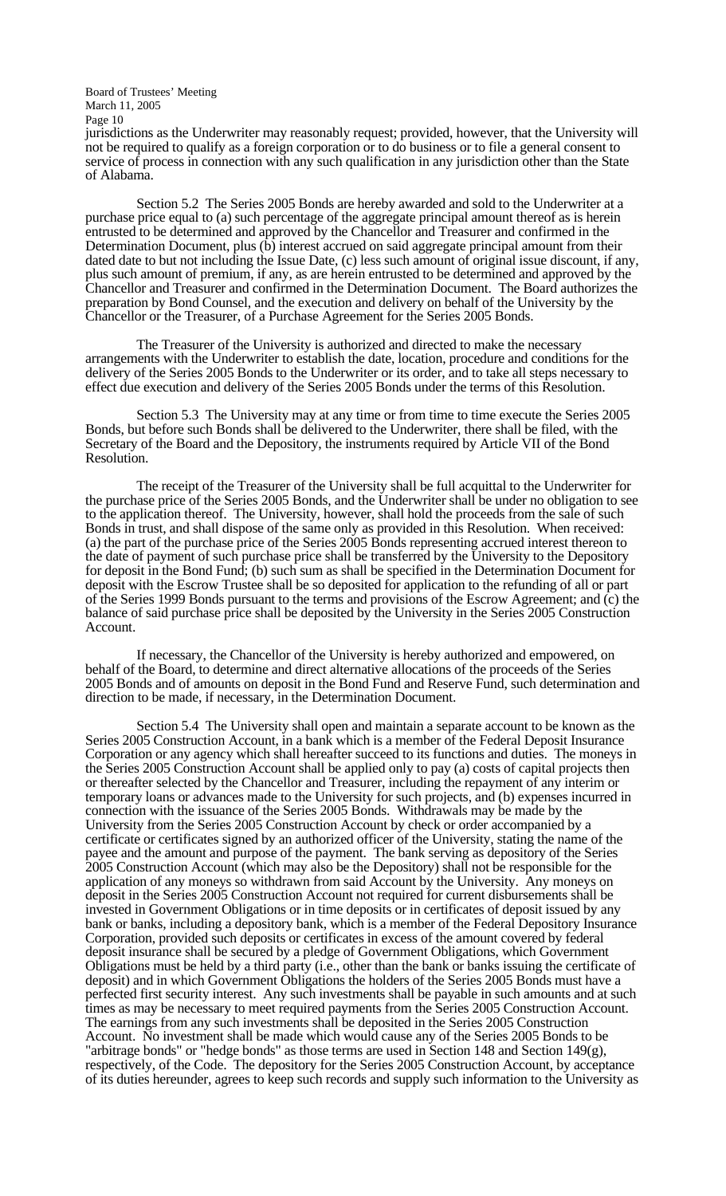jurisdictions as the Underwriter may reasonably request; provided, however, that the University will not be required to qualify as a foreign corporation or to do business or to file a general consent to service of process in connection with any such qualification in any jurisdiction other than the State of Alabama.

Section 5.2 The Series 2005 Bonds are hereby awarded and sold to the Underwriter at a purchase price equal to (a) such percentage of the aggregate principal amount thereof as is herein entrusted to be determined and approved by the Chancellor and Treasurer and confirmed in the Determination Document, plus (b) interest accrued on said aggregate principal amount from their dated date to but not including the Issue Date, (c) less such amount of original issue discount, if any, plus such amount of premium, if any, as are herein entrusted to be determined and approved by the Chancellor and Treasurer and confirmed in the Determination Document. The Board authorizes the preparation by Bond Counsel, and the execution and delivery on behalf of the University by the Chancellor or the Treasurer, of a Purchase Agreement for the Series 2005 Bonds.

The Treasurer of the University is authorized and directed to make the necessary arrangements with the Underwriter to establish the date, location, procedure and conditions for the delivery of the Series 2005 Bonds to the Underwriter or its order, and to take all steps necessary to effect due execution and delivery of the Series 2005 Bonds under the terms of this Resolution.

Section 5.3 The University may at any time or from time to time execute the Series 2005 Bonds, but before such Bonds shall be delivered to the Underwriter, there shall be filed, with the Secretary of the Board and the Depository, the instruments required by Article VII of the Bond Resolution.

The receipt of the Treasurer of the University shall be full acquittal to the Underwriter for the purchase price of the Series 2005 Bonds, and the Underwriter shall be under no obligation to see to the application thereof. The University, however, shall hold the proceeds from the sale of such Bonds in trust, and shall dispose of the same only as provided in this Resolution. When received: (a) the part of the purchase price of the Series 2005 Bonds representing accrued interest thereon to the date of payment of such purchase price shall be transferred by the University to the Depository for deposit in the Bond Fund; (b) such sum as shall be specified in the Determination Document for deposit with the Escrow Trustee shall be so deposited for application to the refunding of all or part of the Series 1999 Bonds pursuant to the terms and provisions of the Escrow Agreement; and (c) the balance of said purchase price shall be deposited by the University in the Series 2005 Construction Account.

If necessary, the Chancellor of the University is hereby authorized and empowered, on behalf of the Board, to determine and direct alternative allocations of the proceeds of the Series 2005 Bonds and of amounts on deposit in the Bond Fund and Reserve Fund, such determination and direction to be made, if necessary, in the Determination Document.

Section 5.4 The University shall open and maintain a separate account to be known as the Series 2005 Construction Account, in a bank which is a member of the Federal Deposit Insurance Corporation or any agency which shall hereafter succeed to its functions and duties. The moneys in the Series 2005 Construction Account shall be applied only to pay (a) costs of capital projects then or thereafter selected by the Chancellor and Treasurer, including the repayment of any interim or temporary loans or advances made to the University for such projects, and (b) expenses incurred in connection with the issuance of the Series 2005 Bonds. Withdrawals may be made by the University from the Series 2005 Construction Account by check or order accompanied by a certificate or certificates signed by an authorized officer of the University, stating the name of the payee and the amount and purpose of the payment. The bank serving as depository of the Series 2005 Construction Account (which may also be the Depository) shall not be responsible for the application of any moneys so withdrawn from said Account by the University. Any moneys on deposit in the Series 2005 Construction Account not required for current disbursements shall be invested in Government Obligations or in time deposits or in certificates of deposit issued by any bank or banks, including a depository bank, which is a member of the Federal Depository Insurance Corporation, provided such deposits or certificates in excess of the amount covered by federal deposit insurance shall be secured by a pledge of Government Obligations, which Government Obligations must be held by a third party (i.e., other than the bank or banks issuing the certificate of deposit) and in which Government Obligations the holders of the Series 2005 Bonds must have a perfected first security interest. Any such investments shall be payable in such amounts and at such times as may be necessary to meet required payments from the Series 2005 Construction Account. The earnings from any such investments shall be deposited in the Series 2005 Construction Account. No investment shall be made which would cause any of the Series 2005 Bonds to be "arbitrage bonds" or "hedge bonds" as those terms are used in Section 148 and Section 149(g), respectively, of the Code. The depository for the Series 2005 Construction Account, by acceptance of its duties hereunder, agrees to keep such records and supply such information to the University as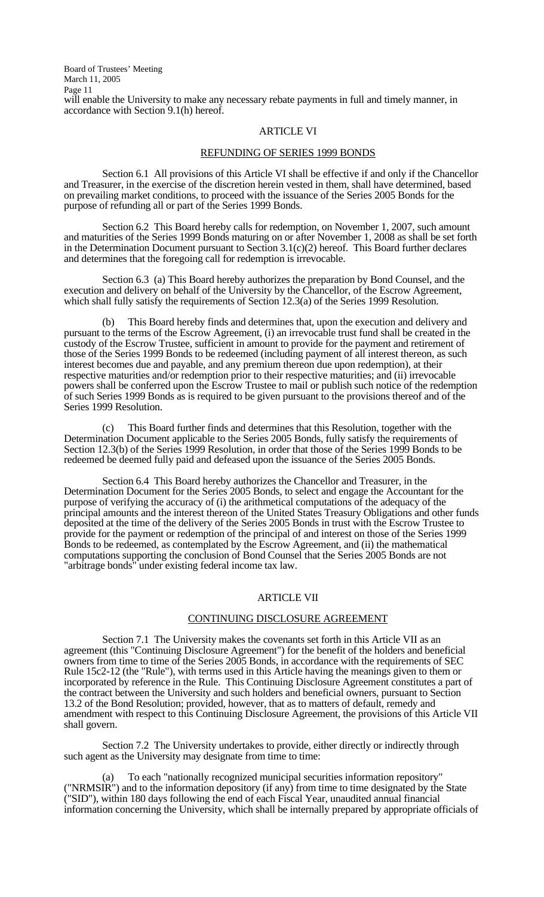will enable the University to make any necessary rebate payments in full and timely manner, in accordance with Section 9.1(h) hereof.

## ARTICLE VI

## REFUNDING OF SERIES 1999 BONDS

Section 6.1 All provisions of this Article VI shall be effective if and only if the Chancellor and Treasurer, in the exercise of the discretion herein vested in them, shall have determined, based on prevailing market conditions, to proceed with the issuance of the Series 2005 Bonds for the purpose of refunding all or part of the Series 1999 Bonds.

Section 6.2 This Board hereby calls for redemption, on November 1, 2007, such amount and maturities of the Series 1999 Bonds maturing on or after November 1, 2008 as shall be set forth in the Determination Document pursuant to Section 3.1(c)(2) hereof. This Board further declares and determines that the foregoing call for redemption is irrevocable.

Section 6.3 (a) This Board hereby authorizes the preparation by Bond Counsel, and the execution and delivery on behalf of the University by the Chancellor, of the Escrow Agreement, which shall fully satisfy the requirements of Section 12.3(a) of the Series 1999 Resolution.

(b) This Board hereby finds and determines that, upon the execution and delivery and pursuant to the terms of the Escrow Agreement, (i) an irrevocable trust fund shall be created in the custody of the Escrow Trustee, sufficient in amount to provide for the payment and retirement of those of the Series 1999 Bonds to be redeemed (including payment of all interest thereon, as such interest becomes due and payable, and any premium thereon due upon redemption), at their respective maturities and/or redemption prior to their respective maturities; and (ii) irrevocable powers shall be conferred upon the Escrow Trustee to mail or publish such notice of the redemption of such Series 1999 Bonds as is required to be given pursuant to the provisions thereof and of the Series 1999 Resolution.

(c) This Board further finds and determines that this Resolution, together with the Determination Document applicable to the Series 2005 Bonds, fully satisfy the requirements of Section 12.3(b) of the Series 1999 Resolution, in order that those of the Series 1999 Bonds to be redeemed be deemed fully paid and defeased upon the issuance of the Series 2005 Bonds.

Section 6.4 This Board hereby authorizes the Chancellor and Treasurer, in the Determination Document for the Series 2005 Bonds, to select and engage the Accountant for the purpose of verifying the accuracy of (i) the arithmetical computations of the adequacy of the principal amounts and the interest thereon of the United States Treasury Obligations and other funds deposited at the time of the delivery of the Series 2005 Bonds in trust with the Escrow Trustee to provide for the payment or redemption of the principal of and interest on those of the Series 1999 Bonds to be redeemed, as contemplated by the Escrow Agreement, and (ii) the mathematical computations supporting the conclusion of Bond Counsel that the Series 2005 Bonds are not "arbitrage bonds" under existing federal income tax law.

## ARTICLE VII

## CONTINUING DISCLOSURE AGREEMENT

Section 7.1 The University makes the covenants set forth in this Article VII as an agreement (this "Continuing Disclosure Agreement") for the benefit of the holders and beneficial owners from time to time of the Series 2005 Bonds, in accordance with the requirements of SEC Rule 15c2-12 (the "Rule"), with terms used in this Article having the meanings given to them or incorporated by reference in the Rule. This Continuing Disclosure Agreement constitutes a part of the contract between the University and such holders and beneficial owners, pursuant to Section 13.2 of the Bond Resolution; provided, however, that as to matters of default, remedy and amendment with respect to this Continuing Disclosure Agreement, the provisions of this Article VII shall govern.

Section 7.2 The University undertakes to provide, either directly or indirectly through such agent as the University may designate from time to time:

(a) To each "nationally recognized municipal securities information repository" ("NRMSIR") and to the information depository (if any) from time to time designated by the State ("SID"), within 180 days following the end of each Fiscal Year, unaudited annual financial information concerning the University, which shall be internally prepared by appropriate officials of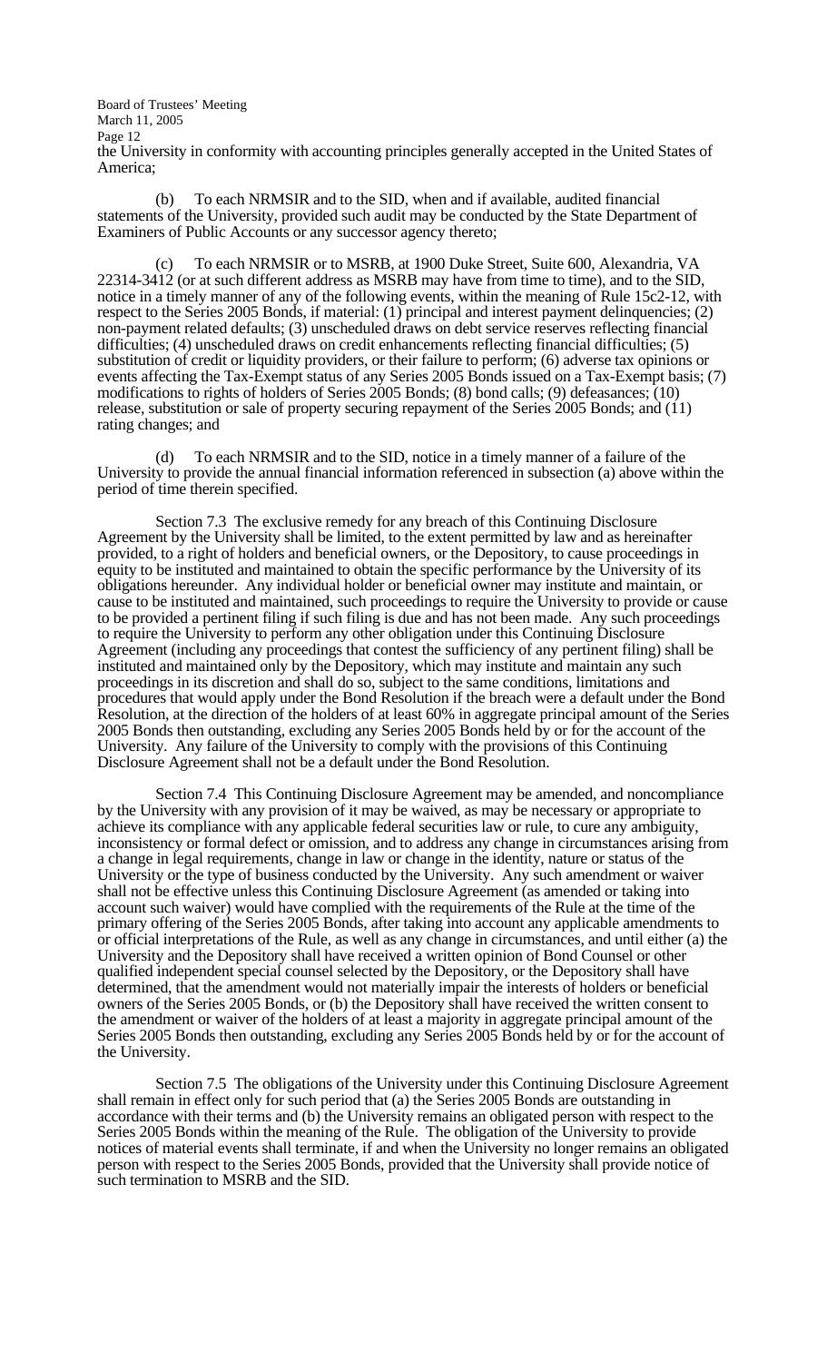the University in conformity with accounting principles generally accepted in the United States of America;

(b) To each NRMSIR and to the SID, when and if available, audited financial statements of the University, provided such audit may be conducted by the State Department of Examiners of Public Accounts or any successor agency thereto;

(c) To each NRMSIR or to MSRB, at 1900 Duke Street, Suite 600, Alexandria, VA 22314-3412 (or at such different address as MSRB may have from time to time), and to the SID, notice in a timely manner of any of the following events, within the meaning of Rule 15c2-12, with respect to the Series 2005 Bonds, if material: (1) principal and interest payment delinquencies; (2) non-payment related defaults; (3) unscheduled draws on debt service reserves reflecting financial difficulties; (4) unscheduled draws on credit enhancements reflecting financial difficulties; (5) substitution of credit or liquidity providers, or their failure to perform; (6) adverse tax opinions or events affecting the Tax-Exempt status of any Series 2005 Bonds issued on a Tax-Exempt basis; (7) modifications to rights of holders of Series 2005 Bonds; (8) bond calls; (9) defeasances; (10) release, substitution or sale of property securing repayment of the Series 2005 Bonds; and (11) rating changes; and

(d) To each NRMSIR and to the SID, notice in a timely manner of a failure of the University to provide the annual financial information referenced in subsection (a) above within the period of time therein specified.

Section 7.3 The exclusive remedy for any breach of this Continuing Disclosure Agreement by the University shall be limited, to the extent permitted by law and as hereinafter provided, to a right of holders and beneficial owners, or the Depository, to cause proceedings in equity to be instituted and maintained to obtain the specific performance by the University of its obligations hereunder. Any individual holder or beneficial owner may institute and maintain, or cause to be instituted and maintained, such proceedings to require the University to provide or cause to be provided a pertinent filing if such filing is due and has not been made. Any such proceedings to require the University to perform any other obligation under this Continuing Disclosure Agreement (including any proceedings that contest the sufficiency of any pertinent filing) shall be instituted and maintained only by the Depository, which may institute and maintain any such proceedings in its discretion and shall do so, subject to the same conditions, limitations and procedures that would apply under the Bond Resolution if the breach were a default under the Bond Resolution, at the direction of the holders of at least 60% in aggregate principal amount of the Series 2005 Bonds then outstanding, excluding any Series 2005 Bonds held by or for the account of the University. Any failure of the University to comply with the provisions of this Continuing Disclosure Agreement shall not be a default under the Bond Resolution.

Section 7.4 This Continuing Disclosure Agreement may be amended, and noncompliance by the University with any provision of it may be waived, as may be necessary or appropriate to achieve its compliance with any applicable federal securities law or rule, to cure any ambiguity, inconsistency or formal defect or omission, and to address any change in circumstances arising from a change in legal requirements, change in law or change in the identity, nature or status of the University or the type of business conducted by the University. Any such amendment or waiver shall not be effective unless this Continuing Disclosure Agreement (as amended or taking into account such waiver) would have complied with the requirements of the Rule at the time of the primary offering of the Series 2005 Bonds, after taking into account any applicable amendments to or official interpretations of the Rule, as well as any change in circumstances, and until either (a) the University and the Depository shall have received a written opinion of Bond Counsel or other qualified independent special counsel selected by the Depository, or the Depository shall have determined, that the amendment would not materially impair the interests of holders or beneficial owners of the Series 2005 Bonds, or (b) the Depository shall have received the written consent to the amendment or waiver of the holders of at least a majority in aggregate principal amount of the Series 2005 Bonds then outstanding, excluding any Series 2005 Bonds held by or for the account of the University.

Section 7.5 The obligations of the University under this Continuing Disclosure Agreement shall remain in effect only for such period that (a) the Series 2005 Bonds are outstanding in accordance with their terms and (b) the University remains an obligated person with respect to the Series 2005 Bonds within the meaning of the Rule. The obligation of the University to provide notices of material events shall terminate, if and when the University no longer remains an obligated person with respect to the Series 2005 Bonds, provided that the University shall provide notice of such termination to MSRB and the SID.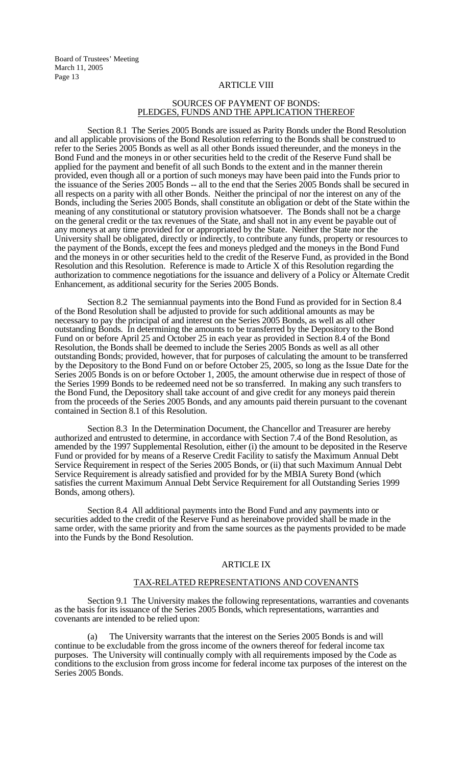## ARTICLE VIII

### SOURCES OF PAYMENT OF BONDS: PLEDGES, FUNDS AND THE APPLICATION THEREOF

Section 8.1 The Series 2005 Bonds are issued as Parity Bonds under the Bond Resolution and all applicable provisions of the Bond Resolution referring to the Bonds shall be construed to refer to the Series 2005 Bonds as well as all other Bonds issued thereunder, and the moneys in the Bond Fund and the moneys in or other securities held to the credit of the Reserve Fund shall be applied for the payment and benefit of all such Bonds to the extent and in the manner therein provided, even though all or a portion of such moneys may have been paid into the Funds prior to the issuance of the Series 2005 Bonds -- all to the end that the Series 2005 Bonds shall be secured in all respects on a parity with all other Bonds. Neither the principal of nor the interest on any of the Bonds, including the Series 2005 Bonds, shall constitute an obligation or debt of the State within the meaning of any constitutional or statutory provision whatsoever. The Bonds shall not be a charge on the general credit or the tax revenues of the State, and shall not in any event be payable out of any moneys at any time provided for or appropriated by the State. Neither the State nor the University shall be obligated, directly or indirectly, to contribute any funds, property or resources to the payment of the Bonds, except the fees and moneys pledged and the moneys in the Bond Fund and the moneys in or other securities held to the credit of the Reserve Fund, as provided in the Bond Resolution and this Resolution. Reference is made to Article X of this Resolution regarding the authorization to commence negotiations for the issuance and delivery of a Policy or Alternate Credit Enhancement, as additional security for the Series 2005 Bonds.

Section 8.2 The semiannual payments into the Bond Fund as provided for in Section 8.4 of the Bond Resolution shall be adjusted to provide for such additional amounts as may be necessary to pay the principal of and interest on the Series 2005 Bonds, as well as all other outstanding Bonds. In determining the amounts to be transferred by the Depository to the Bond Fund on or before April 25 and October 25 in each year as provided in Section 8.4 of the Bond Resolution, the Bonds shall be deemed to include the Series 2005 Bonds as well as all other outstanding Bonds; provided, however, that for purposes of calculating the amount to be transferred by the Depository to the Bond Fund on or before October 25, 2005, so long as the Issue Date for the Series 2005 Bonds is on or before October 1, 2005, the amount otherwise due in respect of those of the Series 1999 Bonds to be redeemed need not be so transferred. In making any such transfers to the Bond Fund, the Depository shall take account of and give credit for any moneys paid therein from the proceeds of the Series 2005 Bonds, and any amounts paid therein pursuant to the covenant contained in Section 8.1 of this Resolution.

Section 8.3 In the Determination Document, the Chancellor and Treasurer are hereby authorized and entrusted to determine, in accordance with Section 7.4 of the Bond Resolution, as amended by the 1997 Supplemental Resolution, either (i) the amount to be deposited in the Reserve Fund or provided for by means of a Reserve Credit Facility to satisfy the Maximum Annual Debt Service Requirement in respect of the Series 2005 Bonds, or (ii) that such Maximum Annual Debt Service Requirement is already satisfied and provided for by the MBIA Surety Bond (which satisfies the current Maximum Annual Debt Service Requirement for all Outstanding Series 1999 Bonds, among others).

Section 8.4 All additional payments into the Bond Fund and any payments into or securities added to the credit of the Reserve Fund as hereinabove provided shall be made in the same order, with the same priority and from the same sources as the payments provided to be made into the Funds by the Bond Resolution.

## ARTICLE IX

### TAX-RELATED REPRESENTATIONS AND COVENANTS

Section 9.1 The University makes the following representations, warranties and covenants as the basis for its issuance of the Series 2005 Bonds, which representations, warranties and covenants are intended to be relied upon:

(a) The University warrants that the interest on the Series 2005 Bonds is and will continue to be excludable from the gross income of the owners thereof for federal income tax purposes. The University will continually comply with all requirements imposed by the Code as conditions to the exclusion from gross income for federal income tax purposes of the interest on the Series 2005 Bonds.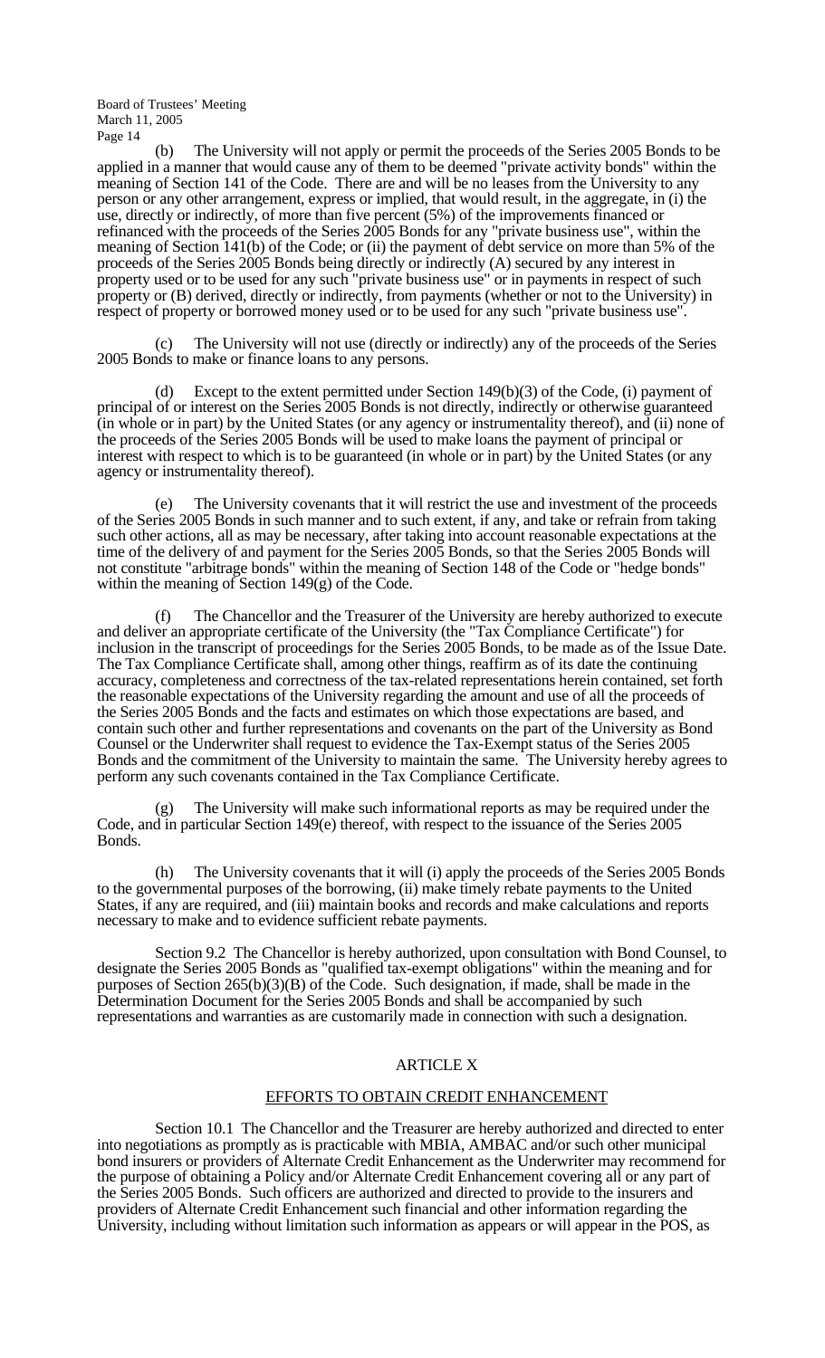(b) The University will not apply or permit the proceeds of the Series 2005 Bonds to be applied in a manner that would cause any of them to be deemed "private activity bonds" within the meaning of Section 141 of the Code. There are and will be no leases from the University to any person or any other arrangement, express or implied, that would result, in the aggregate, in (i) the use, directly or indirectly, of more than five percent (5%) of the improvements financed or refinanced with the proceeds of the Series 2005 Bonds for any "private business use", within the meaning of Section 141(b) of the Code; or (ii) the payment of debt service on more than 5% of the proceeds of the Series 2005 Bonds being directly or indirectly (A) secured by any interest in property used or to be used for any such "private business use" or in payments in respect of such property or (B) derived, directly or indirectly, from payments (whether or not to the University) in respect of property or borrowed money used or to be used for any such "private business use".

(c) The University will not use (directly or indirectly) any of the proceeds of the Series 2005 Bonds to make or finance loans to any persons.

(d) Except to the extent permitted under Section 149(b)(3) of the Code, (i) payment of principal of or interest on the Series 2005 Bonds is not directly, indirectly or otherwise guaranteed (in whole or in part) by the United States (or any agency or instrumentality thereof), and (ii) none of the proceeds of the Series 2005 Bonds will be used to make loans the payment of principal or interest with respect to which is to be guaranteed (in whole or in part) by the United States (or any agency or instrumentality thereof).

(e) The University covenants that it will restrict the use and investment of the proceeds of the Series 2005 Bonds in such manner and to such extent, if any, and take or refrain from taking such other actions, all as may be necessary, after taking into account reasonable expectations at the time of the delivery of and payment for the Series 2005 Bonds, so that the Series 2005 Bonds will not constitute "arbitrage bonds" within the meaning of Section 148 of the Code or "hedge bonds" within the meaning of Section 149(g) of the Code.

(f) The Chancellor and the Treasurer of the University are hereby authorized to execute and deliver an appropriate certificate of the University (the "Tax Compliance Certificate") for inclusion in the transcript of proceedings for the Series 2005 Bonds, to be made as of the Issue Date. The Tax Compliance Certificate shall, among other things, reaffirm as of its date the continuing accuracy, completeness and correctness of the tax-related representations herein contained, set forth the reasonable expectations of the University regarding the amount and use of all the proceeds of the Series 2005 Bonds and the facts and estimates on which those expectations are based, and contain such other and further representations and covenants on the part of the University as Bond Counsel or the Underwriter shall request to evidence the Tax-Exempt status of the Series 2005 Bonds and the commitment of the University to maintain the same. The University hereby agrees to perform any such covenants contained in the Tax Compliance Certificate.

(g) The University will make such informational reports as may be required under the Code, and in particular Section 149(e) thereof, with respect to the issuance of the Series 2005 Bonds.

(h) The University covenants that it will (i) apply the proceeds of the Series 2005 Bonds to the governmental purposes of the borrowing, (ii) make timely rebate payments to the United States, if any are required, and (iii) maintain books and records and make calculations and reports necessary to make and to evidence sufficient rebate payments.

Section 9.2 The Chancellor is hereby authorized, upon consultation with Bond Counsel, to designate the Series 2005 Bonds as "qualified tax-exempt obligations" within the meaning and for purposes of Section 265(b)(3)(B) of the Code. Such designation, if made, shall be made in the Determination Document for the Series 2005 Bonds and shall be accompanied by such representations and warranties as are customarily made in connection with such a designation.

## ARTICLE X

## EFFORTS TO OBTAIN CREDIT ENHANCEMENT

Section 10.1 The Chancellor and the Treasurer are hereby authorized and directed to enter into negotiations as promptly as is practicable with MBIA, AMBAC and/or such other municipal bond insurers or providers of Alternate Credit Enhancement as the Underwriter may recommend for the purpose of obtaining a Policy and/or Alternate Credit Enhancement covering all or any part of the Series 2005 Bonds. Such officers are authorized and directed to provide to the insurers and providers of Alternate Credit Enhancement such financial and other information regarding the University, including without limitation such information as appears or will appear in the POS, as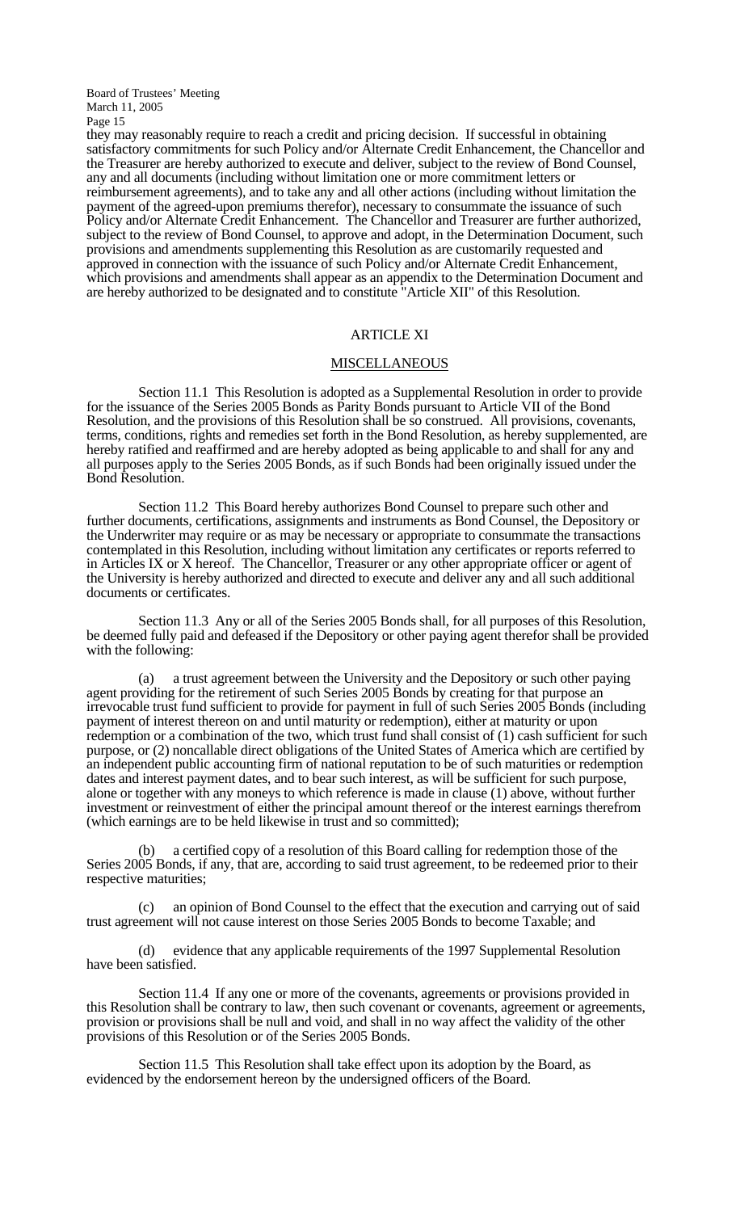they may reasonably require to reach a credit and pricing decision. If successful in obtaining satisfactory commitments for such Policy and/or Alternate Credit Enhancement, the Chancellor and the Treasurer are hereby authorized to execute and deliver, subject to the review of Bond Counsel, any and all documents (including without limitation one or more commitment letters or reimbursement agreements), and to take any and all other actions (including without limitation the payment of the agreed-upon premiums therefor), necessary to consummate the issuance of such Policy and/or Alternate Credit Enhancement. The Chancellor and Treasurer are further authorized, subject to the review of Bond Counsel, to approve and adopt, in the Determination Document, such provisions and amendments supplementing this Resolution as are customarily requested and approved in connection with the issuance of such Policy and/or Alternate Credit Enhancement, which provisions and amendments shall appear as an appendix to the Determination Document and are hereby authorized to be designated and to constitute "Article XII" of this Resolution.

## ARTICLE XI

## MISCELLANEOUS

Section 11.1 This Resolution is adopted as a Supplemental Resolution in order to provide for the issuance of the Series 2005 Bonds as Parity Bonds pursuant to Article VII of the Bond Resolution, and the provisions of this Resolution shall be so construed. All provisions, covenants, terms, conditions, rights and remedies set forth in the Bond Resolution, as hereby supplemented, are hereby ratified and reaffirmed and are hereby adopted as being applicable to and shall for any and all purposes apply to the Series 2005 Bonds, as if such Bonds had been originally issued under the Bond Resolution.

Section 11.2 This Board hereby authorizes Bond Counsel to prepare such other and further documents, certifications, assignments and instruments as Bond Counsel, the Depository or the Underwriter may require or as may be necessary or appropriate to consummate the transactions contemplated in this Resolution, including without limitation any certificates or reports referred to in Articles IX or X hereof. The Chancellor, Treasurer or any other appropriate officer or agent of the University is hereby authorized and directed to execute and deliver any and all such additional documents or certificates.

Section 11.3 Any or all of the Series 2005 Bonds shall, for all purposes of this Resolution, be deemed fully paid and defeased if the Depository or other paying agent therefor shall be provided with the following:

(a) a trust agreement between the University and the Depository or such other paying agent providing for the retirement of such Series 2005 Bonds by creating for that purpose an irrevocable trust fund sufficient to provide for payment in full of such Series 2005 Bonds (including payment of interest thereon on and until maturity or redemption), either at maturity or upon redemption or a combination of the two, which trust fund shall consist of (1) cash sufficient for such purpose, or (2) noncallable direct obligations of the United States of America which are certified by an independent public accounting firm of national reputation to be of such maturities or redemption dates and interest payment dates, and to bear such interest, as will be sufficient for such purpose, alone or together with any moneys to which reference is made in clause (1) above, without further investment or reinvestment of either the principal amount thereof or the interest earnings therefrom (which earnings are to be held likewise in trust and so committed);

(b) a certified copy of a resolution of this Board calling for redemption those of the Series 2005 Bonds, if any, that are, according to said trust agreement, to be redeemed prior to their respective maturities;

(c) an opinion of Bond Counsel to the effect that the execution and carrying out of said trust agreement will not cause interest on those Series 2005 Bonds to become Taxable; and

(d) evidence that any applicable requirements of the 1997 Supplemental Resolution have been satisfied.

Section 11.4 If any one or more of the covenants, agreements or provisions provided in this Resolution shall be contrary to law, then such covenant or covenants, agreement or agreements, provision or provisions shall be null and void, and shall in no way affect the validity of the other provisions of this Resolution or of the Series 2005 Bonds.

Section 11.5 This Resolution shall take effect upon its adoption by the Board, as evidenced by the endorsement hereon by the undersigned officers of the Board.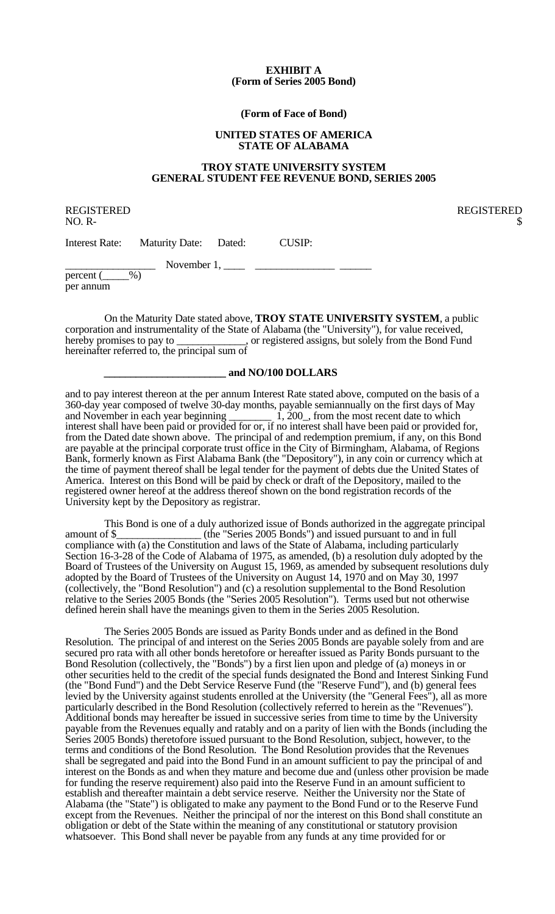**EXHIBIT A**
**(Form of Series 2005 Bond)**

**(Form of Face of Bond)**

**UNITED STATES OF AMERICA**
**STATE OF ALABAMA**

**TROY STATE UNIVERSITY SYSTEM**
**GENERAL STUDENT FEE REVENUE BOND, SERIES 2005**

REGISTERED                                                                                                    REGISTERED
NO. R-                                                                                                                    $

| Interest Rate: | Maturity Date: | Dated: | CUSIP: |
|---|---|---|---|
| ________________ percent (_____%) per annum | November 1, ____ | ______________ | ______ |

On the Maturity Date stated above, **TROY STATE UNIVERSITY SYSTEM**, a public corporation and instrumentality of the State of Alabama (the "University"), for value received, hereby promises to pay to _____________, or registered assigns, but solely from the Bond Fund hereinafter referred to, the principal sum of

**______________________ and NO/100 DOLLARS**

and to pay interest thereon at the per annum Interest Rate stated above, computed on the basis of a 360-day year composed of twelve 30-day months, payable semiannually on the first days of May and November in each year beginning ________ 1, 200_, from the most recent date to which interest shall have been paid or provided for or, if no interest shall have been paid or provided for, from the Dated date shown above. The principal of and redemption premium, if any, on this Bond are payable at the principal corporate trust office in the City of Birmingham, Alabama, of Regions Bank, formerly known as First Alabama Bank (the "Depository"), in any coin or currency which at the time of payment thereof shall be legal tender for the payment of debts due the United States of America. Interest on this Bond will be paid by check or draft of the Depository, mailed to the registered owner hereof at the address thereof shown on the bond registration records of the University kept by the Depository as registrar.

This Bond is one of a duly authorized issue of Bonds authorized in the aggregate principal amount of $________________ (the "Series 2005 Bonds") and issued pursuant to and in full compliance with (a) the Constitution and laws of the State of Alabama, including particularly Section 16-3-28 of the Code of Alabama of 1975, as amended, (b) a resolution duly adopted by the Board of Trustees of the University on August 15, 1969, as amended by subsequent resolutions duly adopted by the Board of Trustees of the University on August 14, 1970 and on May 30, 1997 (collectively, the "Bond Resolution") and (c) a resolution supplemental to the Bond Resolution relative to the Series 2005 Bonds (the "Series 2005 Resolution"). Terms used but not otherwise defined herein shall have the meanings given to them in the Series 2005 Resolution.

The Series 2005 Bonds are issued as Parity Bonds under and as defined in the Bond Resolution. The principal of and interest on the Series 2005 Bonds are payable solely from and are secured pro rata with all other bonds heretofore or hereafter issued as Parity Bonds pursuant to the Bond Resolution (collectively, the "Bonds") by a first lien upon and pledge of (a) moneys in or other securities held to the credit of the special funds designated the Bond and Interest Sinking Fund (the "Bond Fund") and the Debt Service Reserve Fund (the "Reserve Fund"), and (b) general fees levied by the University against students enrolled at the University (the "General Fees"), all as more particularly described in the Bond Resolution (collectively referred to herein as the "Revenues"). Additional bonds may hereafter be issued in successive series from time to time by the University payable from the Revenues equally and ratably and on a parity of lien with the Bonds (including the Series 2005 Bonds) theretofore issued pursuant to the Bond Resolution, subject, however, to the terms and conditions of the Bond Resolution. The Bond Resolution provides that the Revenues shall be segregated and paid into the Bond Fund in an amount sufficient to pay the principal of and interest on the Bonds as and when they mature and become due and (unless other provision be made for funding the reserve requirement) also paid into the Reserve Fund in an amount sufficient to establish and thereafter maintain a debt service reserve. Neither the University nor the State of Alabama (the "State") is obligated to make any payment to the Bond Fund or to the Reserve Fund except from the Revenues. Neither the principal of nor the interest on this Bond shall constitute an obligation or debt of the State within the meaning of any constitutional or statutory provision whatsoever. This Bond shall never be payable from any funds at any time provided for or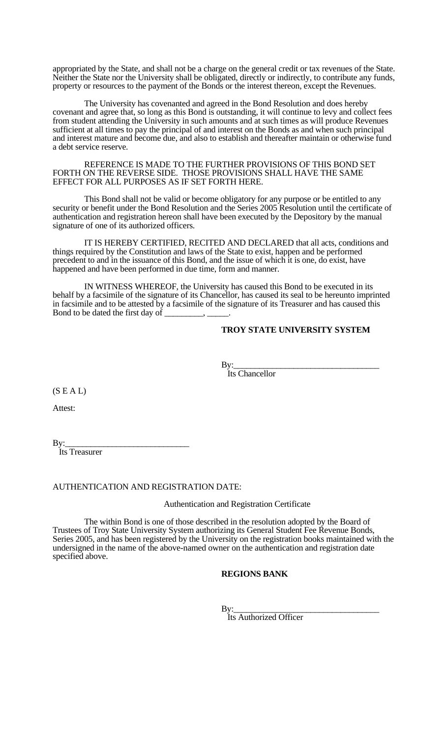appropriated by the State, and shall not be a charge on the general credit or tax revenues of the State. Neither the State nor the University shall be obligated, directly or indirectly, to contribute any funds, property or resources to the payment of the Bonds or the interest thereon, except the Revenues.

The University has covenanted and agreed in the Bond Resolution and does hereby covenant and agree that, so long as this Bond is outstanding, it will continue to levy and collect fees from student attending the University in such amounts and at such times as will produce Revenues sufficient at all times to pay the principal of and interest on the Bonds as and when such principal and interest mature and become due, and also to establish and thereafter maintain or otherwise fund a debt service reserve.

REFERENCE IS MADE TO THE FURTHER PROVISIONS OF THIS BOND SET FORTH ON THE REVERSE SIDE. THOSE PROVISIONS SHALL HAVE THE SAME EFFECT FOR ALL PURPOSES AS IF SET FORTH HERE.

This Bond shall not be valid or become obligatory for any purpose or be entitled to any security or benefit under the Bond Resolution and the Series 2005 Resolution until the certificate of authentication and registration hereon shall have been executed by the Depository by the manual signature of one of its authorized officers.

IT IS HEREBY CERTIFIED, RECITED AND DECLARED that all acts, conditions and things required by the Constitution and laws of the State to exist, happen and be performed precedent to and in the issuance of this Bond, and the issue of which it is one, do exist, have happened and have been performed in due time, form and manner.

IN WITNESS WHEREOF, the University has caused this Bond to be executed in its behalf by a facsimile of the signature of its Chancellor, has caused its seal to be hereunto imprinted in facsimile and to be attested by a facsimile of the signature of its Treasurer and has caused this Bond to be dated the first day of _________, _____.

**TROY STATE UNIVERSITY SYSTEM**

By:_________________________________
Its Chancellor

(S E A L)

Attest:

By:_____________________________
Its Treasurer

AUTHENTICATION AND REGISTRATION DATE:

Authentication and Registration Certificate

The within Bond is one of those described in the resolution adopted by the Board of Trustees of Troy State University System authorizing its General Student Fee Revenue Bonds, Series 2005, and has been registered by the University on the registration books maintained with the undersigned in the name of the above-named owner on the authentication and registration date specified above.

**REGIONS BANK**

By:_________________________________
Its Authorized Officer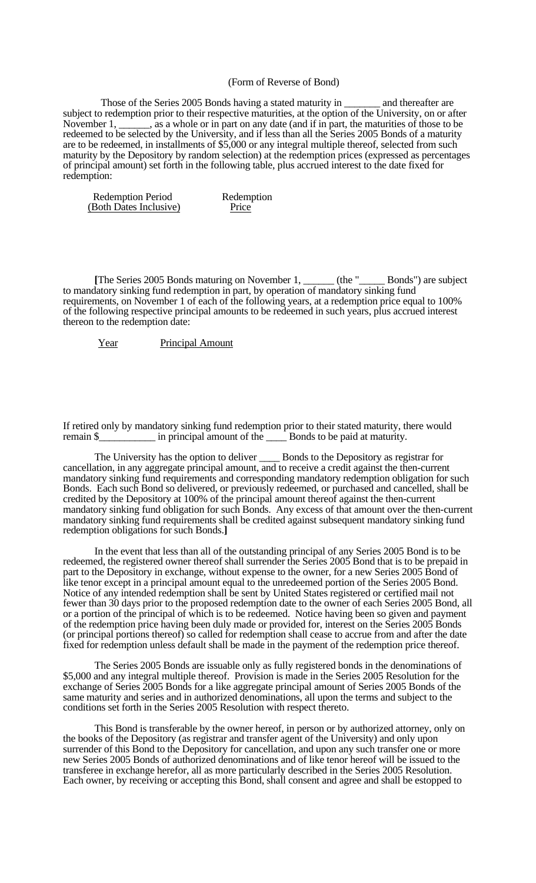(Form of Reverse of Bond)

Those of the Series 2005 Bonds having a stated maturity in _______ and thereafter are subject to redemption prior to their respective maturities, at the option of the University, on or after November 1, ______, as a whole or in part on any date (and if in part, the maturities of those to be redeemed to be selected by the University, and if less than all the Series 2005 Bonds of a maturity are to be redeemed, in installments of $5,000 or any integral multiple thereof, selected from such maturity by the Depository by random selection) at the redemption prices (expressed as percentages of principal amount) set forth in the following table, plus accrued interest to the date fixed for redemption:

| Redemption Period (Both Dates Inclusive) | Redemption Price |
|---|---|
| | |

**[**The Series 2005 Bonds maturing on November 1, ______ (the "_____ Bonds") are subject to mandatory sinking fund redemption in part, by operation of mandatory sinking fund requirements, on November 1 of each of the following years, at a redemption price equal to 100% of the following respective principal amounts to be redeemed in such years, plus accrued interest thereon to the redemption date:

| Year | Principal Amount |
|---|---|
| | |

If retired only by mandatory sinking fund redemption prior to their stated maturity, there would remain $___________ in principal amount of the ____ Bonds to be paid at maturity.

The University has the option to deliver ____ Bonds to the Depository as registrar for cancellation, in any aggregate principal amount, and to receive a credit against the then-current mandatory sinking fund requirements and corresponding mandatory redemption obligation for such Bonds. Each such Bond so delivered, or previously redeemed, or purchased and cancelled, shall be credited by the Depository at 100% of the principal amount thereof against the then-current mandatory sinking fund obligation for such Bonds. Any excess of that amount over the then-current mandatory sinking fund requirements shall be credited against subsequent mandatory sinking fund redemption obligations for such Bonds.**]**

In the event that less than all of the outstanding principal of any Series 2005 Bond is to be redeemed, the registered owner thereof shall surrender the Series 2005 Bond that is to be prepaid in part to the Depository in exchange, without expense to the owner, for a new Series 2005 Bond of like tenor except in a principal amount equal to the unredeemed portion of the Series 2005 Bond. Notice of any intended redemption shall be sent by United States registered or certified mail not fewer than 30 days prior to the proposed redemption date to the owner of each Series 2005 Bond, all or a portion of the principal of which is to be redeemed. Notice having been so given and payment of the redemption price having been duly made or provided for, interest on the Series 2005 Bonds (or principal portions thereof) so called for redemption shall cease to accrue from and after the date fixed for redemption unless default shall be made in the payment of the redemption price thereof.

The Series 2005 Bonds are issuable only as fully registered bonds in the denominations of $5,000 and any integral multiple thereof. Provision is made in the Series 2005 Resolution for the exchange of Series 2005 Bonds for a like aggregate principal amount of Series 2005 Bonds of the same maturity and series and in authorized denominations, all upon the terms and subject to the conditions set forth in the Series 2005 Resolution with respect thereto.

This Bond is transferable by the owner hereof, in person or by authorized attorney, only on the books of the Depository (as registrar and transfer agent of the University) and only upon surrender of this Bond to the Depository for cancellation, and upon any such transfer one or more new Series 2005 Bonds of authorized denominations and of like tenor hereof will be issued to the transferee in exchange herefor, all as more particularly described in the Series 2005 Resolution. Each owner, by receiving or accepting this Bond, shall consent and agree and shall be estopped to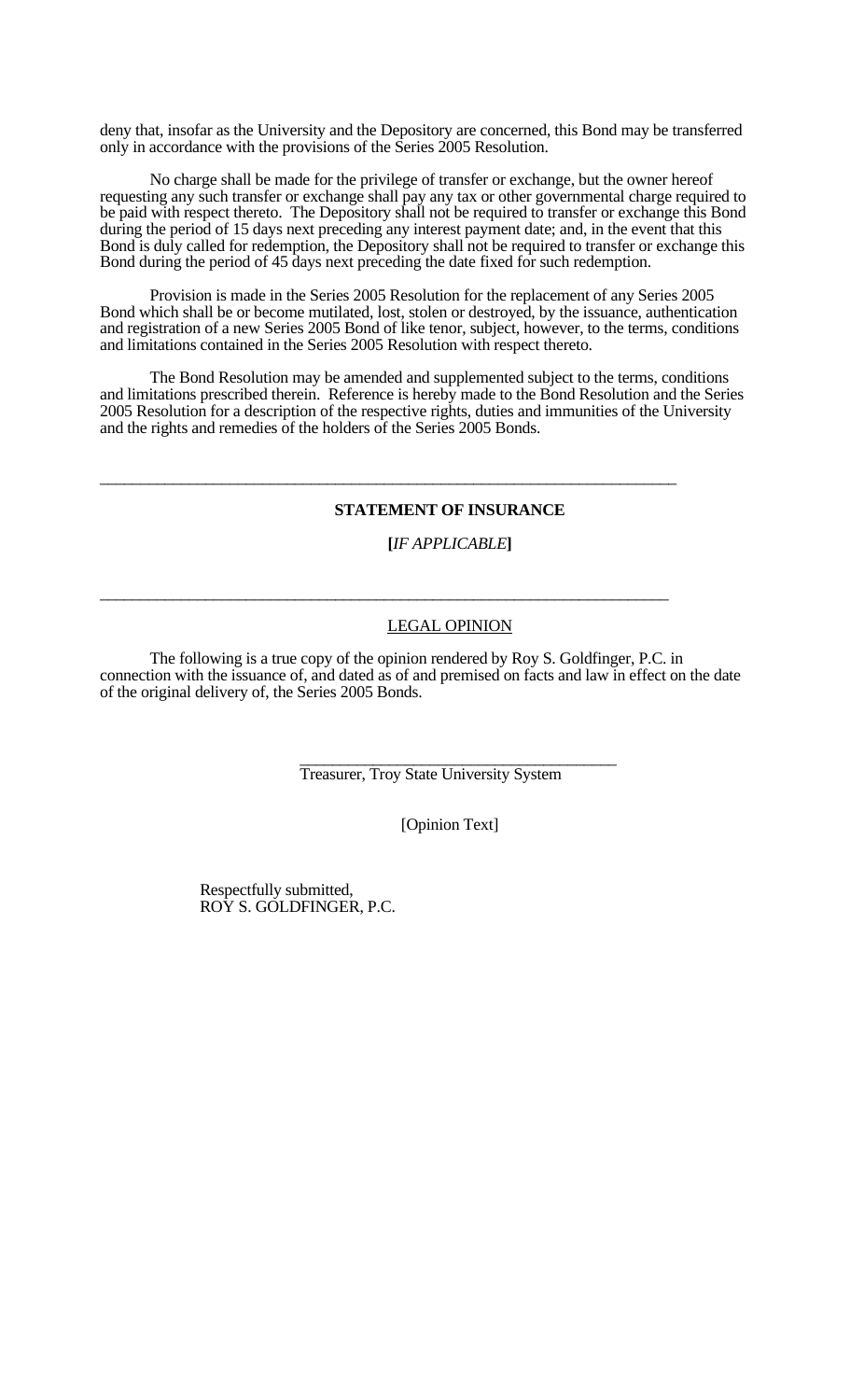deny that, insofar as the University and the Depository are concerned, this Bond may be transferred only in accordance with the provisions of the Series 2005 Resolution.

No charge shall be made for the privilege of transfer or exchange, but the owner hereof requesting any such transfer or exchange shall pay any tax or other governmental charge required to be paid with respect thereto. The Depository shall not be required to transfer or exchange this Bond during the period of 15 days next preceding any interest payment date; and, in the event that this Bond is duly called for redemption, the Depository shall not be required to transfer or exchange this Bond during the period of 45 days next preceding the date fixed for such redemption.

Provision is made in the Series 2005 Resolution for the replacement of any Series 2005 Bond which shall be or become mutilated, lost, stolen or destroyed, by the issuance, authentication and registration of a new Series 2005 Bond of like tenor, subject, however, to the terms, conditions and limitations contained in the Series 2005 Resolution with respect thereto.

The Bond Resolution may be amended and supplemented subject to the terms, conditions and limitations prescribed therein. Reference is hereby made to the Bond Resolution and the Series 2005 Resolution for a description of the respective rights, duties and immunities of the University and the rights and remedies of the holders of the Series 2005 Bonds.

---

**STATEMENT OF INSURANCE**

**[***IF APPLICABLE***]**

---

<u>LEGAL OPINION</u>

The following is a true copy of the opinion rendered by Roy S. Goldfinger, P.C. in connection with the issuance of, and dated as of and premised on facts and law in effect on the date of the original delivery of, the Series 2005 Bonds.

\_\_\_\_\_\_\_\_\_\_\_\_\_\_\_\_\_\_\_\_\_\_\_\_\_\_\_\_\_\_\_\_\_\_\_\_\_\_\_\_
Treasurer, Troy State University System

[Opinion Text]

Respectfully submitted,
ROY S. GOLDFINGER, P.C.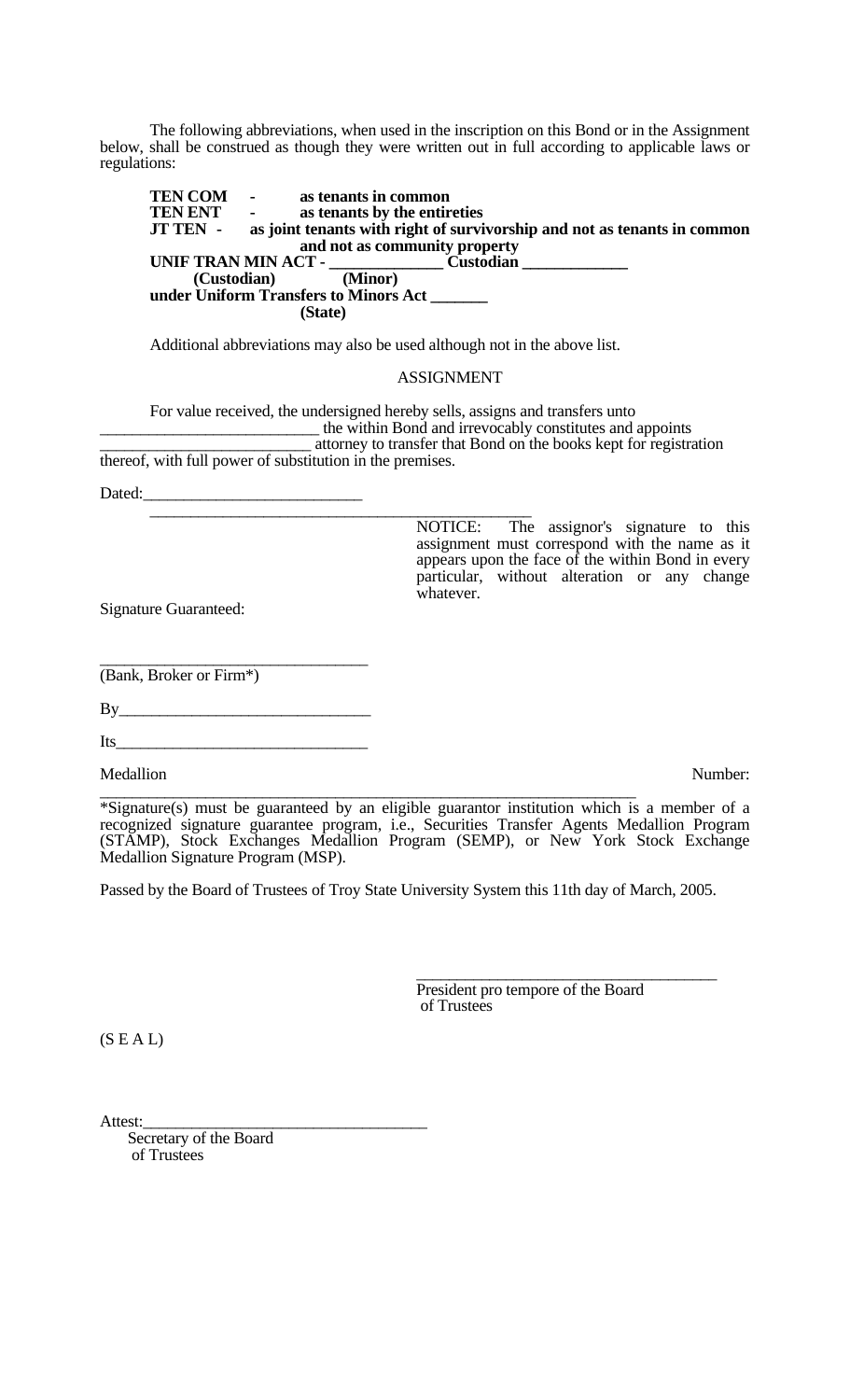The following abbreviations, when used in the inscription on this Bond or in the Assignment below, shall be construed as though they were written out in full according to applicable laws or regulations:

**TEN COM** - **as tenants in common**
**TEN ENT** - **as tenants by the entireties**
**JT TEN** - **as joint tenants with right of survivorship and not as tenants in common and not as community property**
**UNIF TRAN MIN ACT - _____________ Custodian _____________**
**(Custodian) (Minor)**
**under Uniform Transfers to Minors Act _______**
**(State)**

Additional abbreviations may also be used although not in the above list.

ASSIGNMENT

For value received, the undersigned hereby sells, assigns and transfers unto __________________________ the within Bond and irrevocably constitutes and appoints __________________________ attorney to transfer that Bond on the books kept for registration thereof, with full power of substitution in the premises.

Dated:__________________________

_______________________________________________

NOTICE: The assignor's signature to this assignment must correspond with the name as it appears upon the face of the within Bond in every particular, without alteration or any change whatever.

Signature Guaranteed:

________________________________
(Bank, Broker or Firm*)

By______________________________

Its______________________________

Medallion Number:

*Signature(s) must be guaranteed by an eligible guarantor institution which is a member of a recognized signature guarantee program, i.e., Securities Transfer Agents Medallion Program (STAMP), Stock Exchanges Medallion Program (SEMP), or New York Stock Exchange Medallion Signature Program (MSP).

Passed by the Board of Trustees of Troy State University System this 11th day of March, 2005.

_____________________________________
President pro tempore of the Board of Trustees

(S E A L)

Attest:__________________________________
Secretary of the Board of Trustees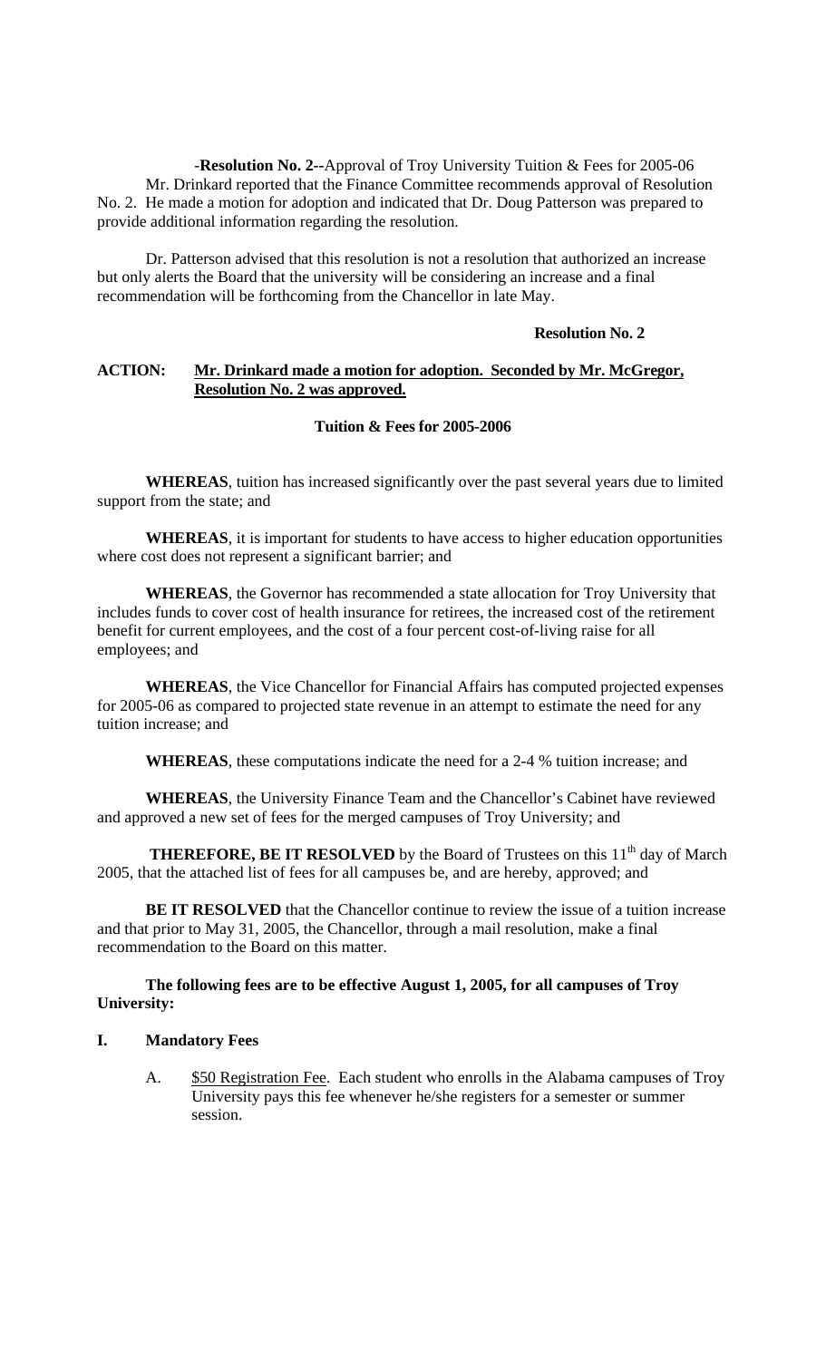**-Resolution No. 2--**Approval of Troy University Tuition & Fees for 2005-06

Mr. Drinkard reported that the Finance Committee recommends approval of Resolution No. 2. He made a motion for adoption and indicated that Dr. Doug Patterson was prepared to provide additional information regarding the resolution.

Dr. Patterson advised that this resolution is not a resolution that authorized an increase but only alerts the Board that the university will be considering an increase and a final recommendation will be forthcoming from the Chancellor in late May.

**Resolution No. 2**

**ACTION:** **Mr. Drinkard made a motion for adoption. Seconded by Mr. McGregor, Resolution No. 2 was approved.**

**Tuition & Fees for 2005-2006**

**WHEREAS**, tuition has increased significantly over the past several years due to limited support from the state; and

**WHEREAS**, it is important for students to have access to higher education opportunities where cost does not represent a significant barrier; and

**WHEREAS**, the Governor has recommended a state allocation for Troy University that includes funds to cover cost of health insurance for retirees, the increased cost of the retirement benefit for current employees, and the cost of a four percent cost-of-living raise for all employees; and

**WHEREAS**, the Vice Chancellor for Financial Affairs has computed projected expenses for 2005-06 as compared to projected state revenue in an attempt to estimate the need for any tuition increase; and

**WHEREAS**, these computations indicate the need for a 2-4 % tuition increase; and

**WHEREAS**, the University Finance Team and the Chancellor's Cabinet have reviewed and approved a new set of fees for the merged campuses of Troy University; and

**THEREFORE, BE IT RESOLVED** by the Board of Trustees on this 11th day of March 2005, that the attached list of fees for all campuses be, and are hereby, approved; and

**BE IT RESOLVED** that the Chancellor continue to review the issue of a tuition increase and that prior to May 31, 2005, the Chancellor, through a mail resolution, make a final recommendation to the Board on this matter.

**The following fees are to be effective August 1, 2005, for all campuses of Troy University:**

**I. Mandatory Fees**

A. $50 Registration Fee. Each student who enrolls in the Alabama campuses of Troy University pays this fee whenever he/she registers for a semester or summer session.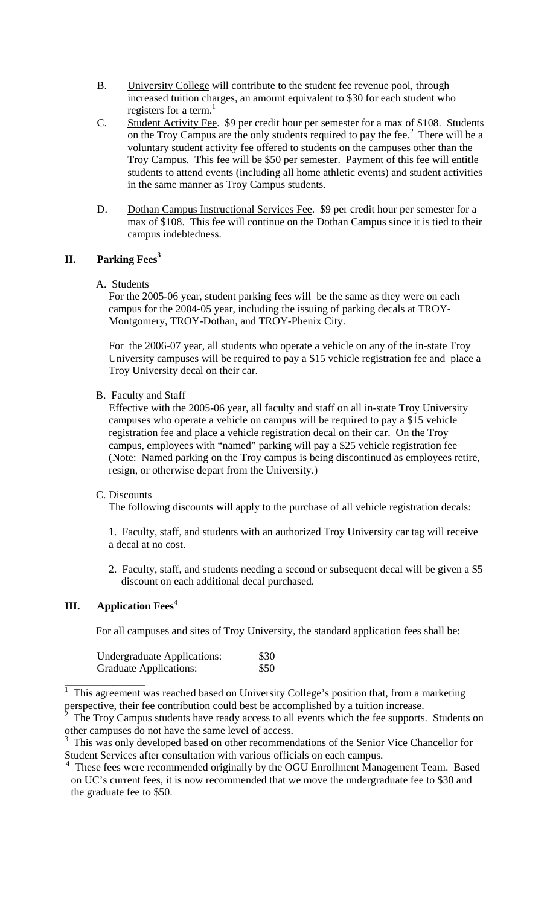B. University College will contribute to the student fee revenue pool, through increased tuition charges, an amount equivalent to $30 for each student who registers for a term.[1]

C. Student Activity Fee. $9 per credit hour per semester for a max of $108. Students on the Troy Campus are the only students required to pay the fee.[2] There will be a voluntary student activity fee offered to students on the campuses other than the Troy Campus. This fee will be $50 per semester. Payment of this fee will entitle students to attend events (including all home athletic events) and student activities in the same manner as Troy Campus students.

D. Dothan Campus Instructional Services Fee. $9 per credit hour per semester for a max of $108. This fee will continue on the Dothan Campus since it is tied to their campus indebtedness.

## II. Parking Fees[3]

A. Students

For the 2005-06 year, student parking fees will be the same as they were on each campus for the 2004-05 year, including the issuing of parking decals at TROY-Montgomery, TROY-Dothan, and TROY-Phenix City.

For the 2006-07 year, all students who operate a vehicle on any of the in-state Troy University campuses will be required to pay a $15 vehicle registration fee and place a Troy University decal on their car.

B. Faculty and Staff

Effective with the 2005-06 year, all faculty and staff on all in-state Troy University campuses who operate a vehicle on campus will be required to pay a $15 vehicle registration fee and place a vehicle registration decal on their car. On the Troy campus, employees with "named" parking will pay a $25 vehicle registration fee (Note: Named parking on the Troy campus is being discontinued as employees retire, resign, or otherwise depart from the University.)

C. Discounts

The following discounts will apply to the purchase of all vehicle registration decals:

1. Faculty, staff, and students with an authorized Troy University car tag will receive a decal at no cost.

2. Faculty, staff, and students needing a second or subsequent decal will be given a $5 discount on each additional decal purchased.

## III. Application Fees[4]

For all campuses and sites of Troy University, the standard application fees shall be:

| | |
|---|---|
| Undergraduate Applications: | $30 |
| Graduate Applications: | $50 |

---

[1] This agreement was reached based on University College's position that, from a marketing perspective, their fee contribution could best be accomplished by a tuition increase.

[2] The Troy Campus students have ready access to all events which the fee supports. Students on other campuses do not have the same level of access.

[3] This was only developed based on other recommendations of the Senior Vice Chancellor for Student Services after consultation with various officials on each campus.

[4] These fees were recommended originally by the OGU Enrollment Management Team. Based on UC's current fees, it is now recommended that we move the undergraduate fee to $30 and the graduate fee to $50.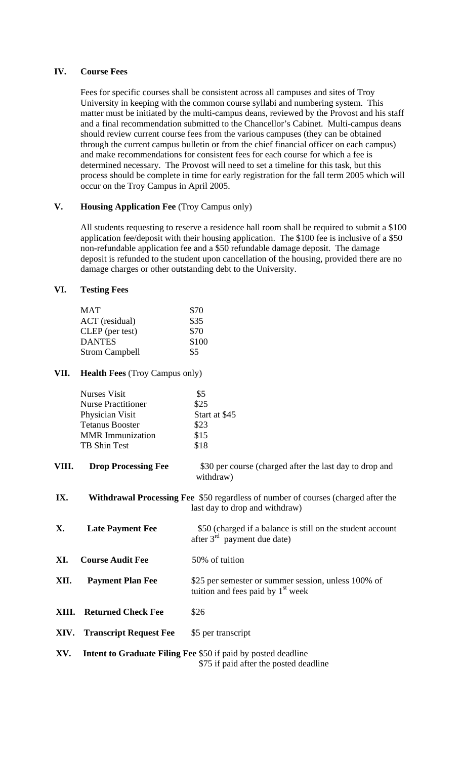## IV. Course Fees

Fees for specific courses shall be consistent across all campuses and sites of Troy University in keeping with the common course syllabi and numbering system. This matter must be initiated by the multi-campus deans, reviewed by the Provost and his staff and a final recommendation submitted to the Chancellor's Cabinet. Multi-campus deans should review current course fees from the various campuses (they can be obtained through the current campus bulletin or from the chief financial officer on each campus) and make recommendations for consistent fees for each course for which a fee is determined necessary. The Provost will need to set a timeline for this task, but this process should be complete in time for early registration for the fall term 2005 which will occur on the Troy Campus in April 2005.

## V. Housing Application Fee (Troy Campus only)

All students requesting to reserve a residence hall room shall be required to submit a $100 application fee/deposit with their housing application. The $100 fee is inclusive of a $50 non-refundable application fee and a $50 refundable damage deposit. The damage deposit is refunded to the student upon cancellation of the housing, provided there are no damage charges or other outstanding debt to the University.

## VI. Testing Fees

| | |
|---|---|
| MAT | $70 |
| ACT (residual) | $35 |
| CLEP (per test) | $70 |
| DANTES | $100 |
| Strom Campbell | $5 |

## VII. Health Fees (Troy Campus only)

| | |
|---|---|
| Nurses Visit | $5 |
| Nurse Practitioner | $25 |
| Physician Visit | Start at $45 |
| Tetanus Booster | $23 |
| MMR Immunization | $15 |
| TB Shin Test | $18 |

| | | |
|---|---|---|
| **VIII.** | **Drop Processing Fee** | $30 per course (charged after the last day to drop and withdraw) |
| **IX.** | **Withdrawal Processing Fee** | $50 regardless of number of courses (charged after the last day to drop and withdraw) |
| **X.** | **Late Payment Fee** | $50 (charged if a balance is still on the student account after 3rd payment due date) |
| **XI.** | **Course Audit Fee** | 50% of tuition |
| **XII.** | **Payment Plan Fee** | $25 per semester or summer session, unless 100% of tuition and fees paid by 1st week |
| **XIII.** | **Returned Check Fee** | $26 |
| **XIV.** | **Transcript Request Fee** | $5 per transcript |
| **XV.** | **Intent to Graduate Filing Fee** | $50 if paid by posted deadline<br>$75 if paid after the posted deadline |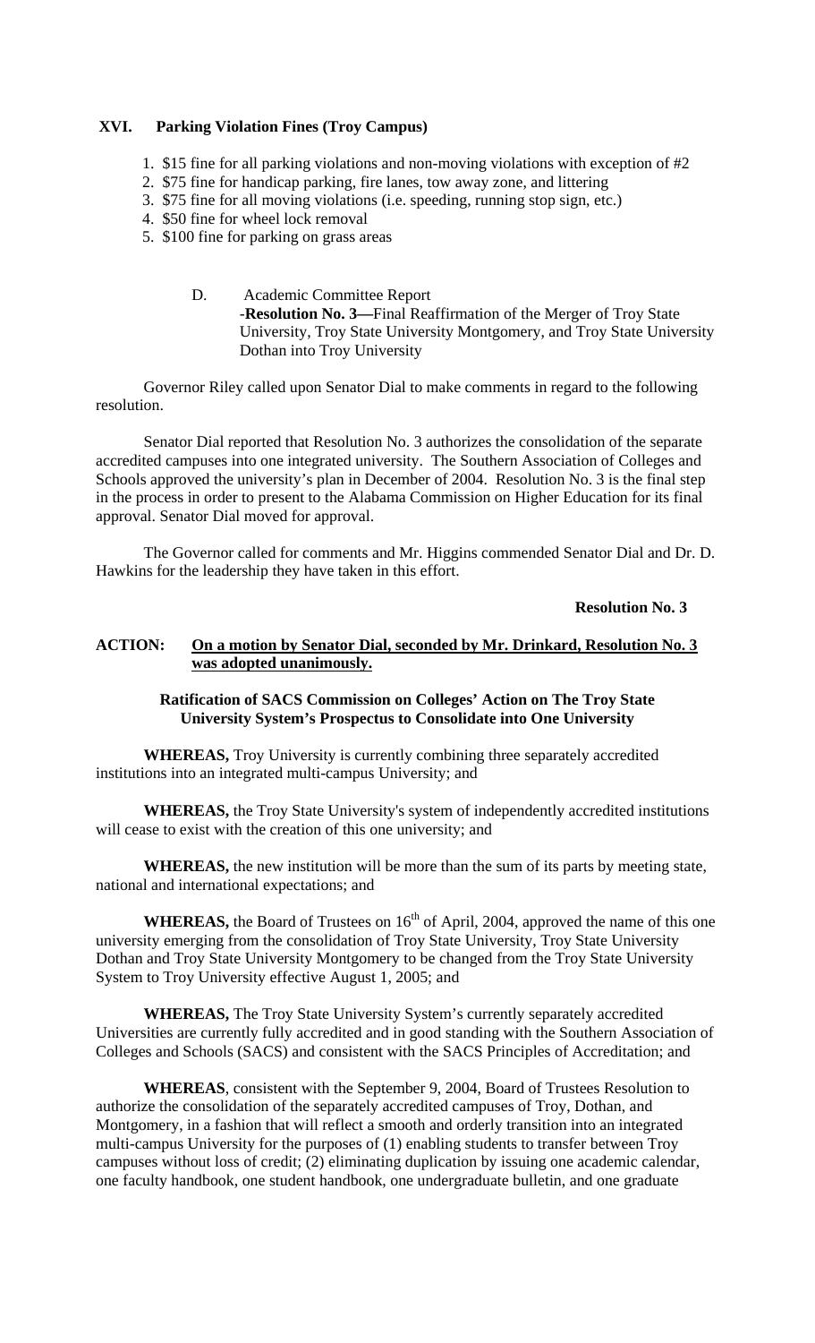## XVI. Parking Violation Fines (Troy Campus)

1. $15 fine for all parking violations and non-moving violations with exception of #2
2. $75 fine for handicap parking, fire lanes, tow away zone, and littering
3. $75 fine for all moving violations (i.e. speeding, running stop sign, etc.)
4. $50 fine for wheel lock removal
5. $100 fine for parking on grass areas

D. Academic Committee Report
-**Resolution No. 3—**Final Reaffirmation of the Merger of Troy State University, Troy State University Montgomery, and Troy State University Dothan into Troy University

Governor Riley called upon Senator Dial to make comments in regard to the following resolution.

Senator Dial reported that Resolution No. 3 authorizes the consolidation of the separate accredited campuses into one integrated university. The Southern Association of Colleges and Schools approved the university's plan in December of 2004. Resolution No. 3 is the final step in the process in order to present to the Alabama Commission on Higher Education for its final approval. Senator Dial moved for approval.

The Governor called for comments and Mr. Higgins commended Senator Dial and Dr. D. Hawkins for the leadership they have taken in this effort.

**Resolution No. 3**

**ACTION: On a motion by Senator Dial, seconded by Mr. Drinkard, Resolution No. 3 was adopted unanimously.**

**Ratification of SACS Commission on Colleges' Action on The Troy State University System's Prospectus to Consolidate into One University**

**WHEREAS,** Troy University is currently combining three separately accredited institutions into an integrated multi-campus University; and

**WHEREAS,** the Troy State University's system of independently accredited institutions will cease to exist with the creation of this one university; and

**WHEREAS,** the new institution will be more than the sum of its parts by meeting state, national and international expectations; and

**WHEREAS,** the Board of Trustees on 16th of April, 2004, approved the name of this one university emerging from the consolidation of Troy State University, Troy State University Dothan and Troy State University Montgomery to be changed from the Troy State University System to Troy University effective August 1, 2005; and

**WHEREAS,** The Troy State University System's currently separately accredited Universities are currently fully accredited and in good standing with the Southern Association of Colleges and Schools (SACS) and consistent with the SACS Principles of Accreditation; and

**WHEREAS**, consistent with the September 9, 2004, Board of Trustees Resolution to authorize the consolidation of the separately accredited campuses of Troy, Dothan, and Montgomery, in a fashion that will reflect a smooth and orderly transition into an integrated multi-campus University for the purposes of (1) enabling students to transfer between Troy campuses without loss of credit; (2) eliminating duplication by issuing one academic calendar, one faculty handbook, one student handbook, one undergraduate bulletin, and one graduate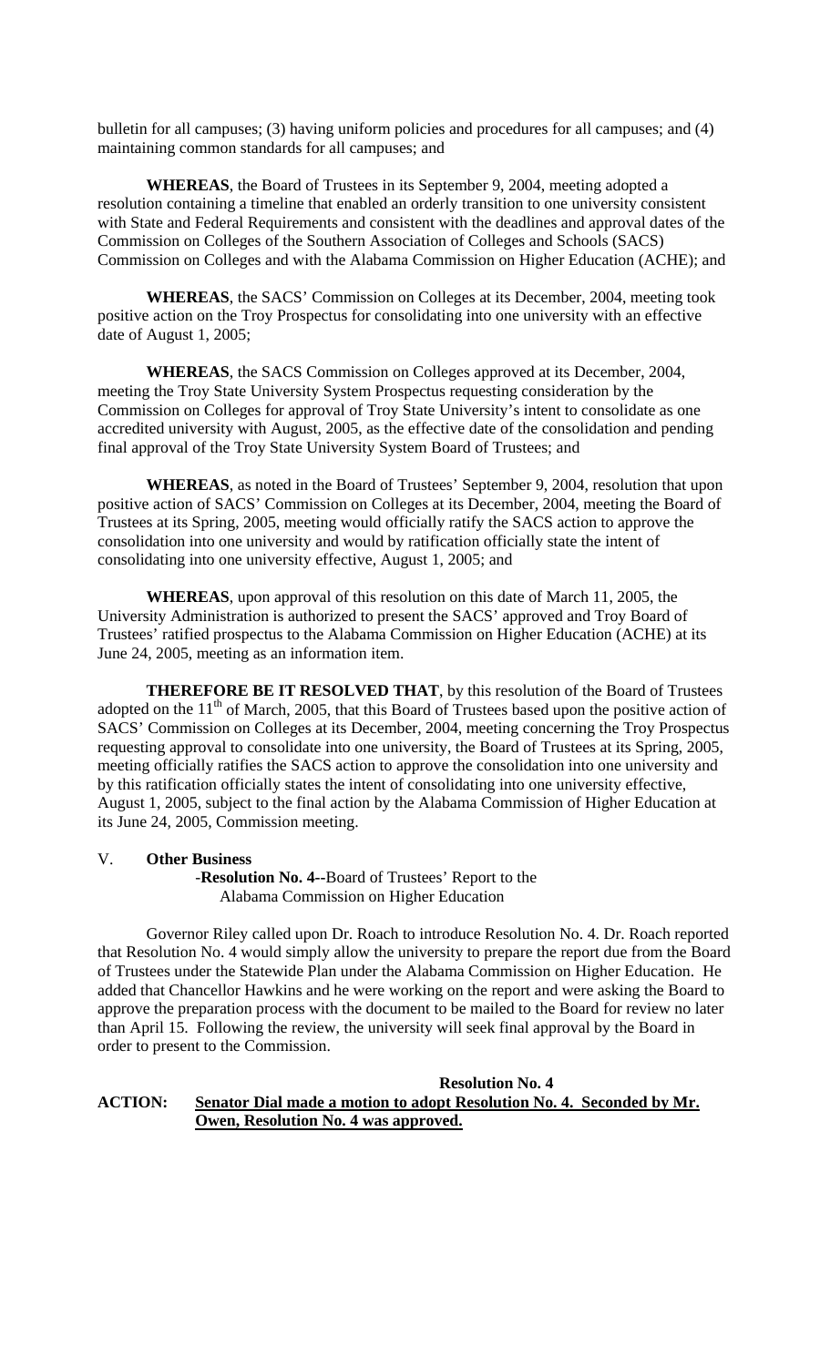bulletin for all campuses; (3) having uniform policies and procedures for all campuses; and (4) maintaining common standards for all campuses; and

**WHEREAS**, the Board of Trustees in its September 9, 2004, meeting adopted a resolution containing a timeline that enabled an orderly transition to one university consistent with State and Federal Requirements and consistent with the deadlines and approval dates of the Commission on Colleges of the Southern Association of Colleges and Schools (SACS) Commission on Colleges and with the Alabama Commission on Higher Education (ACHE); and

**WHEREAS**, the SACS' Commission on Colleges at its December, 2004, meeting took positive action on the Troy Prospectus for consolidating into one university with an effective date of August 1, 2005;

**WHEREAS**, the SACS Commission on Colleges approved at its December, 2004, meeting the Troy State University System Prospectus requesting consideration by the Commission on Colleges for approval of Troy State University's intent to consolidate as one accredited university with August, 2005, as the effective date of the consolidation and pending final approval of the Troy State University System Board of Trustees; and

**WHEREAS**, as noted in the Board of Trustees' September 9, 2004, resolution that upon positive action of SACS' Commission on Colleges at its December, 2004, meeting the Board of Trustees at its Spring, 2005, meeting would officially ratify the SACS action to approve the consolidation into one university and would by ratification officially state the intent of consolidating into one university effective, August 1, 2005; and

**WHEREAS**, upon approval of this resolution on this date of March 11, 2005, the University Administration is authorized to present the SACS' approved and Troy Board of Trustees' ratified prospectus to the Alabama Commission on Higher Education (ACHE) at its June 24, 2005, meeting as an information item.

**THEREFORE BE IT RESOLVED THAT**, by this resolution of the Board of Trustees adopted on the 11th of March, 2005, that this Board of Trustees based upon the positive action of SACS' Commission on Colleges at its December, 2004, meeting concerning the Troy Prospectus requesting approval to consolidate into one university, the Board of Trustees at its Spring, 2005, meeting officially ratifies the SACS action to approve the consolidation into one university and by this ratification officially states the intent of consolidating into one university effective, August 1, 2005, subject to the final action by the Alabama Commission of Higher Education at its June 24, 2005, Commission meeting.

V. **Other Business**

**-Resolution No. 4--**Board of Trustees' Report to the Alabama Commission on Higher Education

Governor Riley called upon Dr. Roach to introduce Resolution No. 4. Dr. Roach reported that Resolution No. 4 would simply allow the university to prepare the report due from the Board of Trustees under the Statewide Plan under the Alabama Commission on Higher Education. He added that Chancellor Hawkins and he were working on the report and were asking the Board to approve the preparation process with the document to be mailed to the Board for review no later than April 15. Following the review, the university will seek final approval by the Board in order to present to the Commission.

**Resolution No. 4**

**ACTION:** **<u>Senator Dial made a motion to adopt Resolution No. 4. Seconded by Mr. Owen, Resolution No. 4 was approved.</u>**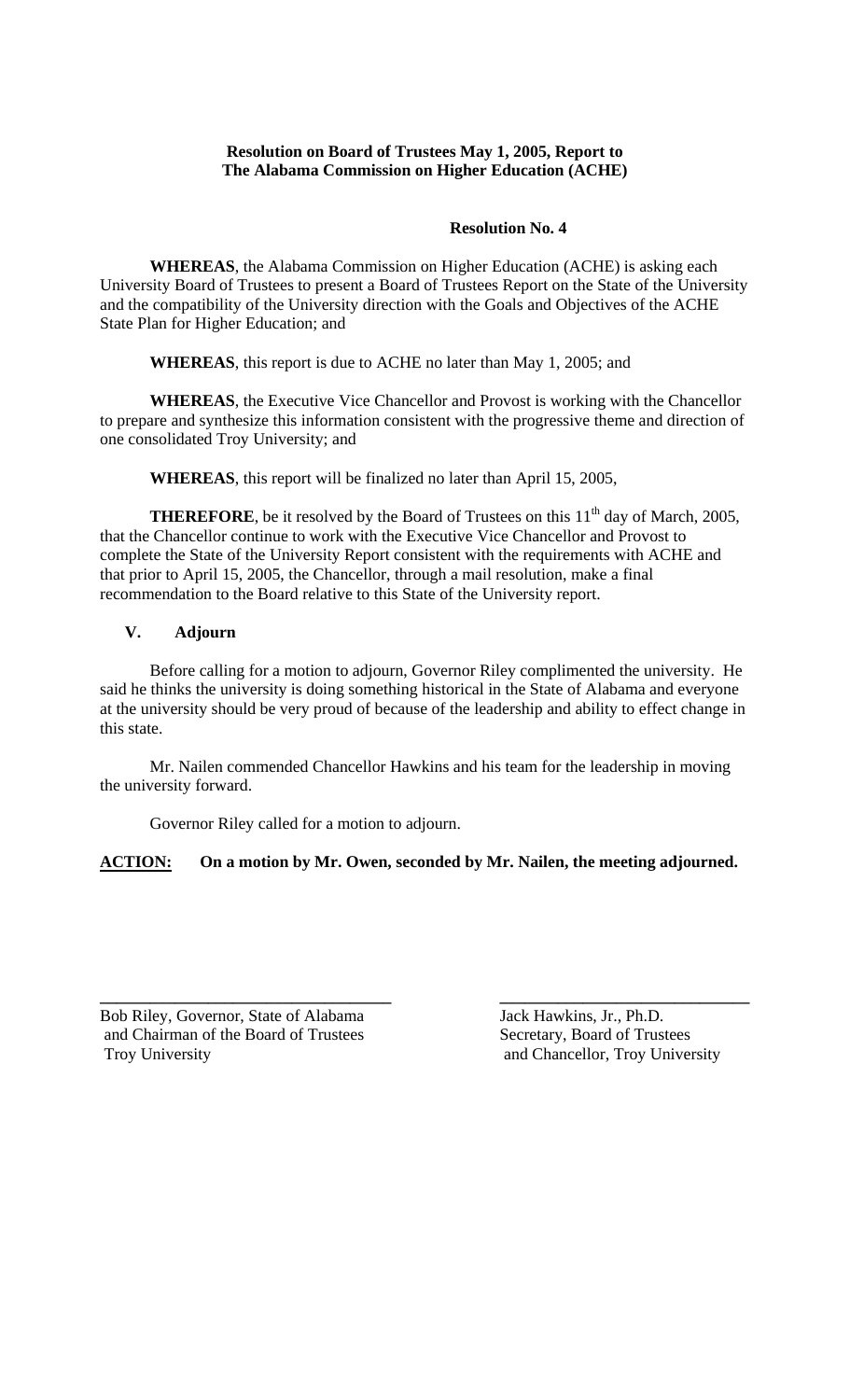**Resolution on Board of Trustees May 1, 2005, Report to**
**The Alabama Commission on Higher Education (ACHE)**

**Resolution No. 4**

**WHEREAS**, the Alabama Commission on Higher Education (ACHE) is asking each University Board of Trustees to present a Board of Trustees Report on the State of the University and the compatibility of the University direction with the Goals and Objectives of the ACHE State Plan for Higher Education; and

**WHEREAS**, this report is due to ACHE no later than May 1, 2005; and

**WHEREAS**, the Executive Vice Chancellor and Provost is working with the Chancellor to prepare and synthesize this information consistent with the progressive theme and direction of one consolidated Troy University; and

**WHEREAS**, this report will be finalized no later than April 15, 2005,

**THEREFORE**, be it resolved by the Board of Trustees on this 11th day of March, 2005, that the Chancellor continue to work with the Executive Vice Chancellor and Provost to complete the State of the University Report consistent with the requirements with ACHE and that prior to April 15, 2005, the Chancellor, through a mail resolution, make a final recommendation to the Board relative to this State of the University report.

## V. Adjourn

Before calling for a motion to adjourn, Governor Riley complimented the university. He said he thinks the university is doing something historical in the State of Alabama and everyone at the university should be very proud of because of the leadership and ability to effect change in this state.

Mr. Nailen commended Chancellor Hawkins and his team for the leadership in moving the university forward.

Governor Riley called for a motion to adjourn.

**ACTION: On a motion by Mr. Owen, seconded by Mr. Nailen, the meeting adjourned.**

\_\_\_\_\_\_\_\_\_\_\_\_\_\_\_\_\_\_\_\_\_\_\_\_\_\_\_\_\_\_\_\_
Bob Riley, Governor, State of Alabama
and Chairman of the Board of Trustees
Troy University

\_\_\_\_\_\_\_\_\_\_\_\_\_\_\_\_\_\_\_\_\_\_\_\_\_\_\_\_\_\_\_\_
Jack Hawkins, Jr., Ph.D.
Secretary, Board of Trustees
and Chancellor, Troy University